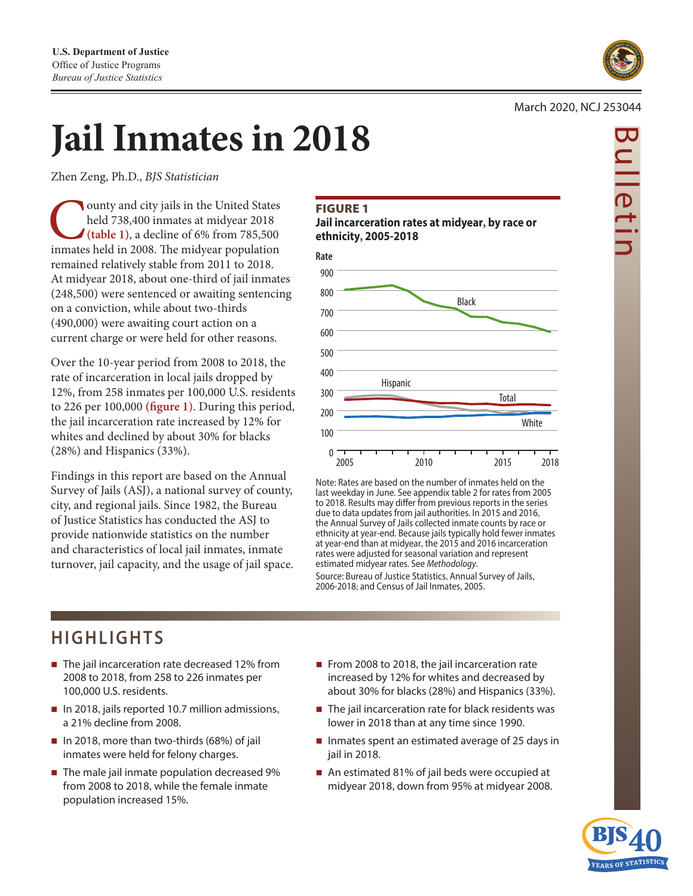U.S. Department of Justice
Office of Justice Programs
*Bureau of Justice Statistics*

March 2020, NCJ 253044

Bulletin

# Jail Inmates in 2018

Zhen Zeng, Ph.D., *BJS Statistician*

County and city jails in the United States held 738,400 inmates at midyear 2018 **(table 1)**, a decline of 6% from 785,500 inmates held in 2008. The midyear population remained relatively stable from 2011 to 2018. At midyear 2018, about one-third of jail inmates (248,500) were sentenced or awaiting sentencing on a conviction, while about two-thirds (490,000) were awaiting court action on a current charge or were held for other reasons.

Over the 10-year period from 2008 to 2018, the rate of incarceration in local jails dropped by 12%, from 258 inmates per 100,000 U.S. residents to 226 per 100,000 **(figure 1)**. During this period, the jail incarceration rate increased by 12% for whites and declined by about 30% for blacks (28%) and Hispanics (33%).

Findings in this report are based on the Annual Survey of Jails (ASJ), a national survey of county, city, and regional jails. Since 1982, the Bureau of Justice Statistics has conducted the ASJ to provide nationwide statistics on the number and characteristics of local jail inmates, inmate turnover, jail capacity, and the usage of jail space.

**FIGURE 1**
**Jail incarceration rates at midyear, by race or ethnicity, 2005-2018**

Note: Rates are based on the number of inmates held on the last weekday in June. See appendix table 2 for rates from 2005 to 2018. Results may differ from previous reports in the series due to data updates from jail authorities. In 2015 and 2016, the Annual Survey of Jails collected inmate counts by race or ethnicity at year-end. Because jails typically hold fewer inmates at year-end than at midyear, the 2015 and 2016 incarceration rates were adjusted for seasonal variation and represent estimated midyear rates. See *Methodology*.
Source: Bureau of Justice Statistics, Annual Survey of Jails, 2006-2018; and Census of Jail Inmates, 2005.

## HIGHLIGHTS

- The jail incarceration rate decreased 12% from 2008 to 2018, from 258 to 226 inmates per 100,000 U.S. residents.
- In 2018, jails reported 10.7 million admissions, a 21% decline from 2008.
- In 2018, more than two-thirds (68%) of jail inmates were held for felony charges.
- The male jail inmate population decreased 9% from 2008 to 2018, while the female inmate population increased 15%.
- From 2008 to 2018, the jail incarceration rate increased by 12% for whites and decreased by about 30% for blacks (28%) and Hispanics (33%).
- The jail incarceration rate for black residents was lower in 2018 than at any time since 1990.
- Inmates spent an estimated average of 25 days in jail in 2018.
- An estimated 81% of jail beds were occupied at midyear 2018, down from 95% at midyear 2008.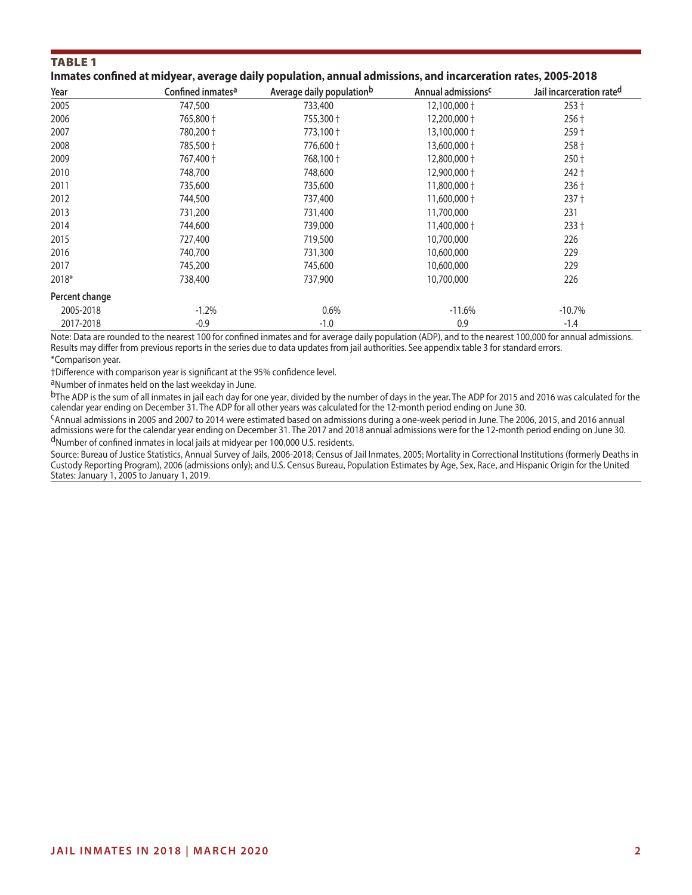## TABLE 1

**Inmates confined at midyear, average daily population, annual admissions, and incarceration rates, 2005-2018**

| Year | Confined inmates[a] | Average daily population[b] | Annual admissions[c] | Jail incarceration rate[d] |
|---|---|---|---|---|
| 2005 | 747,500 | 733,400 | 12,100,000 † | 253 † |
| 2006 | 765,800 † | 755,300 † | 12,200,000 † | 256 † |
| 2007 | 780,200 † | 773,100 † | 13,100,000 † | 259 † |
| 2008 | 785,500 † | 776,600 † | 13,600,000 † | 258 † |
| 2009 | 767,400 † | 768,100 † | 12,800,000 † | 250 † |
| 2010 | 748,700 | 748,600 | 12,900,000 † | 242 † |
| 2011 | 735,600 | 735,600 | 11,800,000 † | 236 † |
| 2012 | 744,500 | 737,400 | 11,600,000 † | 237 † |
| 2013 | 731,200 | 731,400 | 11,700,000 | 231 |
| 2014 | 744,600 | 739,000 | 11,400,000 † | 233 † |
| 2015 | 727,400 | 719,500 | 10,700,000 | 226 |
| 2016 | 740,700 | 731,300 | 10,600,000 | 229 |
| 2017 | 745,200 | 745,600 | 10,600,000 | 229 |
| 2018* | 738,400 | 737,900 | 10,700,000 | 226 |
| **Percent change** | | | | |
| 2005-2018 | -1.2% | 0.6% | -11.6% | -10.7% |
| 2017-2018 | -0.9 | -1.0 | 0.9 | -1.4 |

Note: Data are rounded to the nearest 100 for confined inmates and for average daily population (ADP), and to the nearest 100,000 for annual admissions. Results may differ from previous reports in the series due to data updates from jail authorities. See appendix table 3 for standard errors.

*Comparison year.

†Difference with comparison year is significant at the 95% confidence level.

[a]Number of inmates held on the last weekday in June.

[b]The ADP is the sum of all inmates in jail each day for one year, divided by the number of days in the year. The ADP for 2015 and 2016 was calculated for the calendar year ending on December 31. The ADP for all other years was calculated for the 12-month period ending on June 30.

[c]Annual admissions in 2005 and 2007 to 2014 were estimated based on admissions during a one-week period in June. The 2006, 2015, and 2016 annual admissions were for the calendar year ending on December 31. The 2017 and 2018 annual admissions were for the 12-month period ending on June 30.

[d]Number of confined inmates in local jails at midyear per 100,000 U.S. residents.

Source: Bureau of Justice Statistics, Annual Survey of Jails, 2006-2018; Census of Jail Inmates, 2005; Mortality in Correctional Institutions (formerly Deaths in Custody Reporting Program), 2006 (admissions only); and U.S. Census Bureau, Population Estimates by Age, Sex, Race, and Hispanic Origin for the United States: January 1, 2005 to January 1, 2019.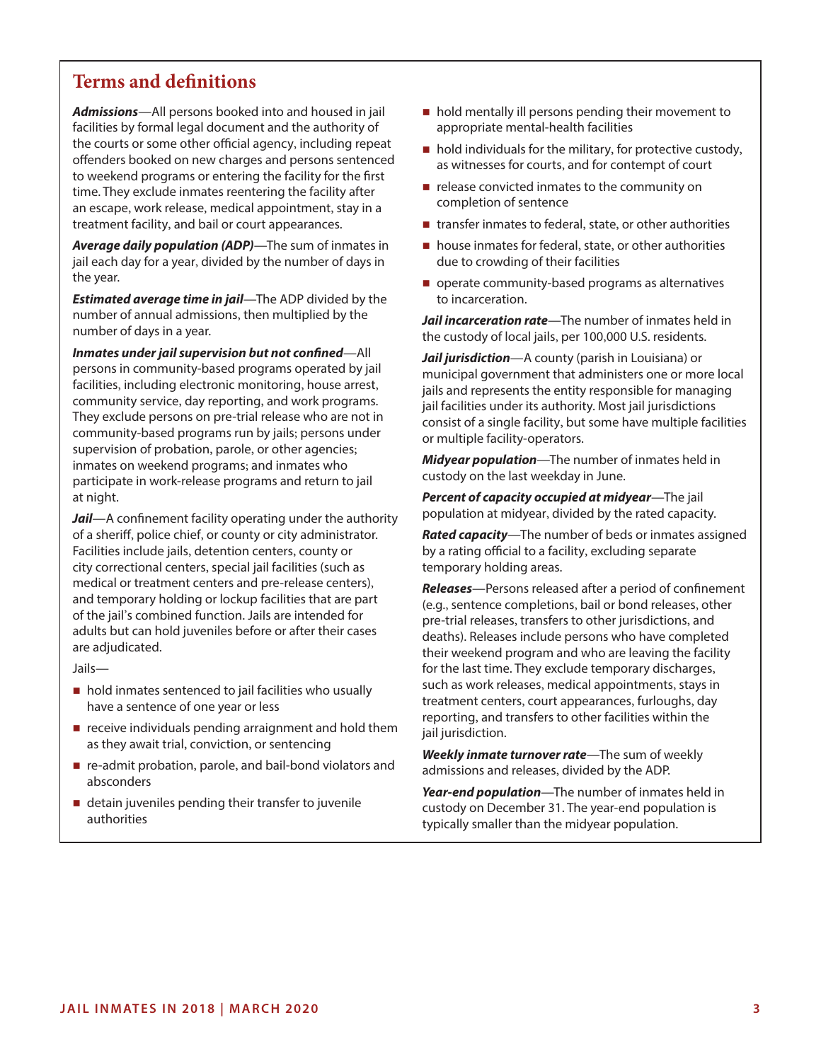## Terms and definitions

***Admissions***—All persons booked into and housed in jail facilities by formal legal document and the authority of the courts or some other official agency, including repeat offenders booked on new charges and persons sentenced to weekend programs or entering the facility for the first time. They exclude inmates reentering the facility after an escape, work release, medical appointment, stay in a treatment facility, and bail or court appearances.

***Average daily population (ADP)***—The sum of inmates in jail each day for a year, divided by the number of days in the year.

***Estimated average time in jail***—The ADP divided by the number of annual admissions, then multiplied by the number of days in a year.

***Inmates under jail supervision but not confined***—All persons in community-based programs operated by jail facilities, including electronic monitoring, house arrest, community service, day reporting, and work programs. They exclude persons on pre-trial release who are not in community-based programs run by jails; persons under supervision of probation, parole, or other agencies; inmates on weekend programs; and inmates who participate in work-release programs and return to jail at night.

***Jail***—A confinement facility operating under the authority of a sheriff, police chief, or county or city administrator. Facilities include jails, detention centers, county or city correctional centers, special jail facilities (such as medical or treatment centers and pre-release centers), and temporary holding or lockup facilities that are part of the jail's combined function. Jails are intended for adults but can hold juveniles before or after their cases are adjudicated.

Jails—

- hold inmates sentenced to jail facilities who usually have a sentence of one year or less
- receive individuals pending arraignment and hold them as they await trial, conviction, or sentencing
- re-admit probation, parole, and bail-bond violators and absconders
- detain juveniles pending their transfer to juvenile authorities
- hold mentally ill persons pending their movement to appropriate mental-health facilities
- hold individuals for the military, for protective custody, as witnesses for courts, and for contempt of court
- release convicted inmates to the community on completion of sentence
- transfer inmates to federal, state, or other authorities
- house inmates for federal, state, or other authorities due to crowding of their facilities
- operate community-based programs as alternatives to incarceration.

***Jail incarceration rate***—The number of inmates held in the custody of local jails, per 100,000 U.S. residents.

***Jail jurisdiction***—A county (parish in Louisiana) or municipal government that administers one or more local jails and represents the entity responsible for managing jail facilities under its authority. Most jail jurisdictions consist of a single facility, but some have multiple facilities or multiple facility-operators.

***Midyear population***—The number of inmates held in custody on the last weekday in June.

***Percent of capacity occupied at midyear***—The jail population at midyear, divided by the rated capacity.

***Rated capacity***—The number of beds or inmates assigned by a rating official to a facility, excluding separate temporary holding areas.

***Releases***—Persons released after a period of confinement (e.g., sentence completions, bail or bond releases, other pre-trial releases, transfers to other jurisdictions, and deaths). Releases include persons who have completed their weekend program and who are leaving the facility for the last time. They exclude temporary discharges, such as work releases, medical appointments, stays in treatment centers, court appearances, furloughs, day reporting, and transfers to other facilities within the jail jurisdiction.

***Weekly inmate turnover rate***—The sum of weekly admissions and releases, divided by the ADP.

***Year-end population***—The number of inmates held in custody on December 31. The year-end population is typically smaller than the midyear population.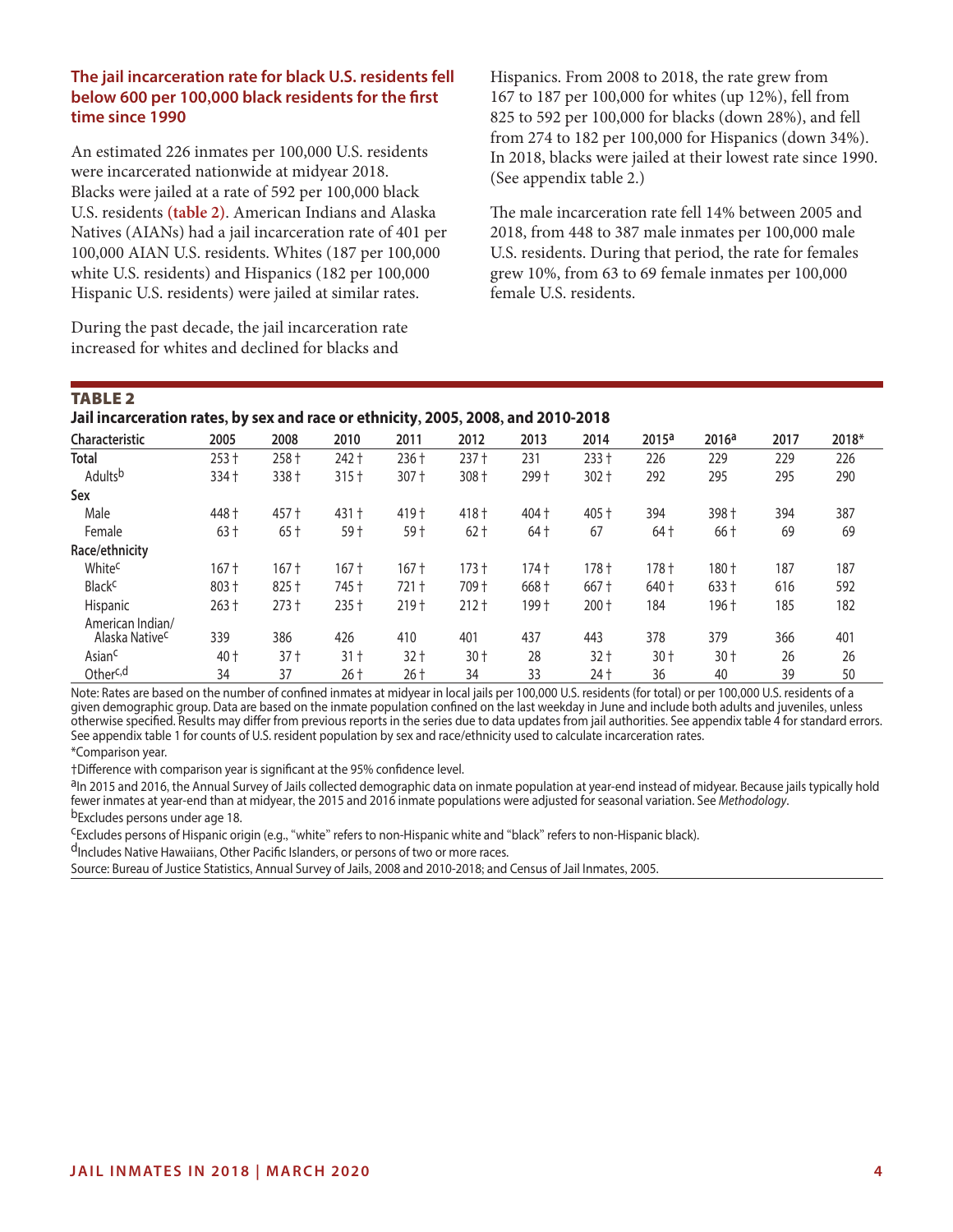### The jail incarceration rate for black U.S. residents fell below 600 per 100,000 black residents for the first time since 1990

An estimated 226 inmates per 100,000 U.S. residents were incarcerated nationwide at midyear 2018. Blacks were jailed at a rate of 592 per 100,000 black U.S. residents **(table 2)**. American Indians and Alaska Natives (AIANs) had a jail incarceration rate of 401 per 100,000 AIAN U.S. residents. Whites (187 per 100,000 white U.S. residents) and Hispanics (182 per 100,000 Hispanic U.S. residents) were jailed at similar rates.

During the past decade, the jail incarceration rate increased for whites and declined for blacks and Hispanics. From 2008 to 2018, the rate grew from 167 to 187 per 100,000 for whites (up 12%), fell from 825 to 592 per 100,000 for blacks (down 28%), and fell from 274 to 182 per 100,000 for Hispanics (down 34%). In 2018, blacks were jailed at their lowest rate since 1990. (See appendix table 2.)

The male incarceration rate fell 14% between 2005 and 2018, from 448 to 387 male inmates per 100,000 male U.S. residents. During that period, the rate for females grew 10%, from 63 to 69 female inmates per 100,000 female U.S. residents.

**TABLE 2**
**Jail incarceration rates, by sex and race or ethnicity, 2005, 2008, and 2010-2018**

| Characteristic | 2005 | 2008 | 2010 | 2011 | 2012 | 2013 | 2014 | 2015[a] | 2016[a] | 2017 | 2018* |
|---|---|---|---|---|---|---|---|---|---|---|---|
| **Total** | 253 † | 258 † | 242 † | 236 † | 237 † | 231 | 233 † | 226 | 229 | 229 | 226 |
| Adults[b] | 334 † | 338 † | 315 † | 307 † | 308 † | 299 † | 302 † | 292 | 295 | 295 | 290 |
| **Sex** | | | | | | | | | | | |
| Male | 448 † | 457 † | 431 † | 419 † | 418 † | 404 † | 405 † | 394 | 398 † | 394 | 387 |
| Female | 63 † | 65 † | 59 † | 59 † | 62 † | 64 † | 67 | 64 † | 66 † | 69 | 69 |
| **Race/ethnicity** | | | | | | | | | | | |
| White[c] | 167 † | 167 † | 167 † | 167 † | 173 † | 174 † | 178 † | 178 † | 180 † | 187 | 187 |
| Black[c] | 803 † | 825 † | 745 † | 721 † | 709 † | 668 † | 667 † | 640 † | 633 † | 616 | 592 |
| Hispanic | 263 † | 273 † | 235 † | 219 † | 212 † | 199 † | 200 † | 184 | 196 † | 185 | 182 |
| American Indian/ Alaska Native[c] | 339 | 386 | 426 | 410 | 401 | 437 | 443 | 378 | 379 | 366 | 401 |
| Asian[c] | 40 † | 37 † | 31 † | 32 † | 30 † | 28 | 32 † | 30 † | 30 † | 26 | 26 |
| Other[c,d] | 34 | 37 | 26 † | 26 † | 34 | 33 | 24 † | 36 | 40 | 39 | 50 |

Note: Rates are based on the number of confined inmates at midyear in local jails per 100,000 U.S. residents (for total) or per 100,000 U.S. residents of a given demographic group. Data are based on the inmate population confined on the last weekday in June and include both adults and juveniles, unless otherwise specified. Results may differ from previous reports in the series due to data updates from jail authorities. See appendix table 4 for standard errors. See appendix table 1 for counts of U.S. resident population by sex and race/ethnicity used to calculate incarceration rates.

*Comparison year.

†Difference with comparison year is significant at the 95% confidence level.

[a]In 2015 and 2016, the Annual Survey of Jails collected demographic data on inmate population at year-end instead of midyear. Because jails typically hold fewer inmates at year-end than at midyear, the 2015 and 2016 inmate populations were adjusted for seasonal variation. See *Methodology*.

[b]Excludes persons under age 18.

[c]Excludes persons of Hispanic origin (e.g., "white" refers to non-Hispanic white and "black" refers to non-Hispanic black).

[d]Includes Native Hawaiians, Other Pacific Islanders, or persons of two or more races.

Source: Bureau of Justice Statistics, Annual Survey of Jails, 2008 and 2010-2018; and Census of Jail Inmates, 2005.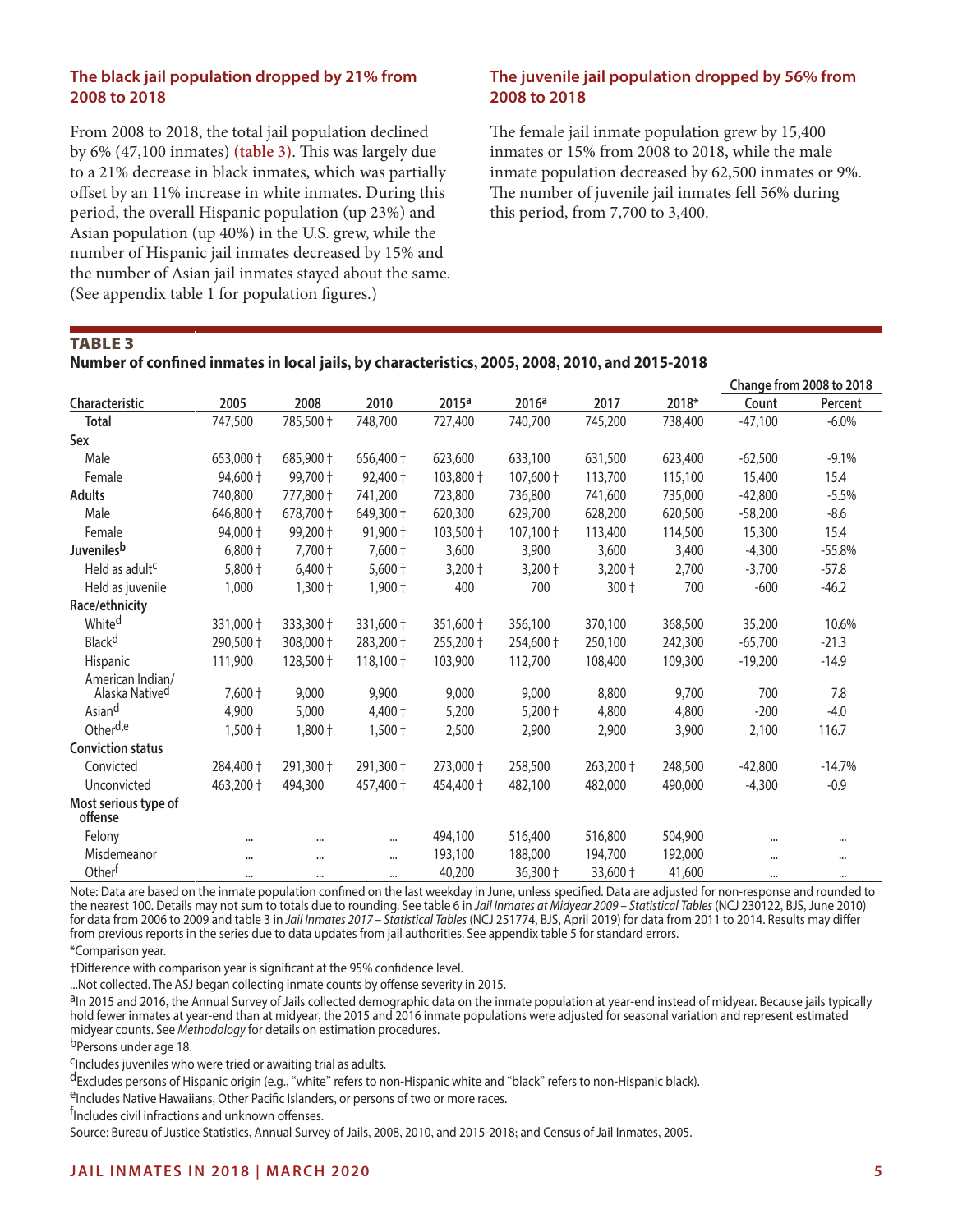### The black jail population dropped by 21% from 2008 to 2018

From 2008 to 2018, the total jail population declined by 6% (47,100 inmates) **(table 3)**. This was largely due to a 21% decrease in black inmates, which was partially offset by an 11% increase in white inmates. During this period, the overall Hispanic population (up 23%) and Asian population (up 40%) in the U.S. grew, while the number of Hispanic jail inmates decreased by 15% and the number of Asian jail inmates stayed about the same. (See appendix table 1 for population figures.)

### The juvenile jail population dropped by 56% from 2008 to 2018

The female jail inmate population grew by 15,400 inmates or 15% from 2008 to 2018, while the male inmate population decreased by 62,500 inmates or 9%. The number of juvenile jail inmates fell 56% during this period, from 7,700 to 3,400.

**TABLE 3**
**Number of confined inmates in local jails, by characteristics, 2005, 2008, 2010, and 2015-2018**

| | | | | | | | | Change from 2008 to 2018 | |
|---|---|---|---|---|---|---|---|---|---|
| Characteristic | 2005 | 2008 | 2010 | 2015[a] | 2016[a] | 2017 | 2018* | Count | Percent |
| **Total** | 747,500 | 785,500 † | 748,700 | 727,400 | 740,700 | 745,200 | 738,400 | -47,100 | -6.0% |
| **Sex** | | | | | | | | | |
| Male | 653,000 † | 685,900 † | 656,400 † | 623,600 | 633,100 | 631,500 | 623,400 | -62,500 | -9.1% |
| Female | 94,600 † | 99,700 † | 92,400 † | 103,800 † | 107,600 † | 113,700 | 115,100 | 15,400 | 15.4 |
| **Adults** | 740,800 | 777,800 † | 741,200 | 723,800 | 736,800 | 741,600 | 735,000 | -42,800 | -5.5% |
| Male | 646,800 † | 678,700 † | 649,300 † | 620,300 | 629,700 | 628,200 | 620,500 | -58,200 | -8.6 |
| Female | 94,000 † | 99,200 † | 91,900 † | 103,500 † | 107,100 † | 113,400 | 114,500 | 15,300 | 15.4 |
| **Juveniles[b]** | 6,800 † | 7,700 † | 7,600 † | 3,600 | 3,900 | 3,600 | 3,400 | -4,300 | -55.8% |
| Held as adult[c] | 5,800 † | 6,400 † | 5,600 † | 3,200 † | 3,200 † | 3,200 † | 2,700 | -3,700 | -57.8 |
| Held as juvenile | 1,000 | 1,300 † | 1,900 † | 400 | 700 | 300 † | 700 | -600 | -46.2 |
| **Race/ethnicity** | | | | | | | | | |
| White[d] | 331,000 † | 333,300 † | 331,600 † | 351,600 † | 356,100 | 370,100 | 368,500 | 35,200 | 10.6% |
| Black[d] | 290,500 † | 308,000 † | 283,200 † | 255,200 † | 254,600 † | 250,100 | 242,300 | -65,700 | -21.3 |
| Hispanic | 111,900 | 128,500 † | 118,100 † | 103,900 | 112,700 | 108,400 | 109,300 | -19,200 | -14.9 |
| American Indian/ Alaska Native[d] | 7,600 † | 9,000 | 9,900 | 9,000 | 9,000 | 8,800 | 9,700 | 700 | 7.8 |
| Asian[d] | 4,900 | 5,000 | 4,400 † | 5,200 | 5,200 † | 4,800 | 4,800 | -200 | -4.0 |
| Other[d,e] | 1,500 † | 1,800 † | 1,500 † | 2,500 | 2,900 | 2,900 | 3,900 | 2,100 | 116.7 |
| **Conviction status** | | | | | | | | | |
| Convicted | 284,400 † | 291,300 † | 291,300 † | 273,000 † | 258,500 | 263,200 † | 248,500 | -42,800 | -14.7% |
| Unconvicted | 463,200 † | 494,300 | 457,400 † | 454,400 † | 482,100 | 482,000 | 490,000 | -4,300 | -0.9 |
| **Most serious type of offense** | | | | | | | | | |
| Felony | ... | ... | ... | 494,100 | 516,400 | 516,800 | 504,900 | ... | ... |
| Misdemeanor | ... | ... | ... | 193,100 | 188,000 | 194,700 | 192,000 | ... | ... |
| Other[f] | ... | ... | ... | 40,200 | 36,300 † | 33,600 † | 41,600 | ... | ... |

Note: Data are based on the inmate population confined on the last weekday in June, unless specified. Data are adjusted for non-response and rounded to the nearest 100. Details may not sum to totals due to rounding. See table 6 in *Jail Inmates at Midyear 2009 – Statistical Tables* (NCJ 230122, BJS, June 2010) for data from 2006 to 2009 and table 3 in *Jail Inmates 2017 – Statistical Tables* (NCJ 251774, BJS, April 2019) for data from 2011 to 2014. Results may differ from previous reports in the series due to data updates from jail authorities. See appendix table 5 for standard errors.

*Comparison year.

†Difference with comparison year is significant at the 95% confidence level.

...Not collected. The ASJ began collecting inmate counts by offense severity in 2015.

[a]In 2015 and 2016, the Annual Survey of Jails collected demographic data on the inmate population at year-end instead of midyear. Because jails typically hold fewer inmates at year-end than at midyear, the 2015 and 2016 inmate populations were adjusted for seasonal variation and represent estimated midyear counts. See *Methodology* for details on estimation procedures.

[b]Persons under age 18.

[c]Includes juveniles who were tried or awaiting trial as adults.

[d]Excludes persons of Hispanic origin (e.g., "white" refers to non-Hispanic white and "black" refers to non-Hispanic black).

[e]Includes Native Hawaiians, Other Pacific Islanders, or persons of two or more races.

[f]Includes civil infractions and unknown offenses.

Source: Bureau of Justice Statistics, Annual Survey of Jails, 2008, 2010, and 2015-2018; and Census of Jail Inmates, 2005.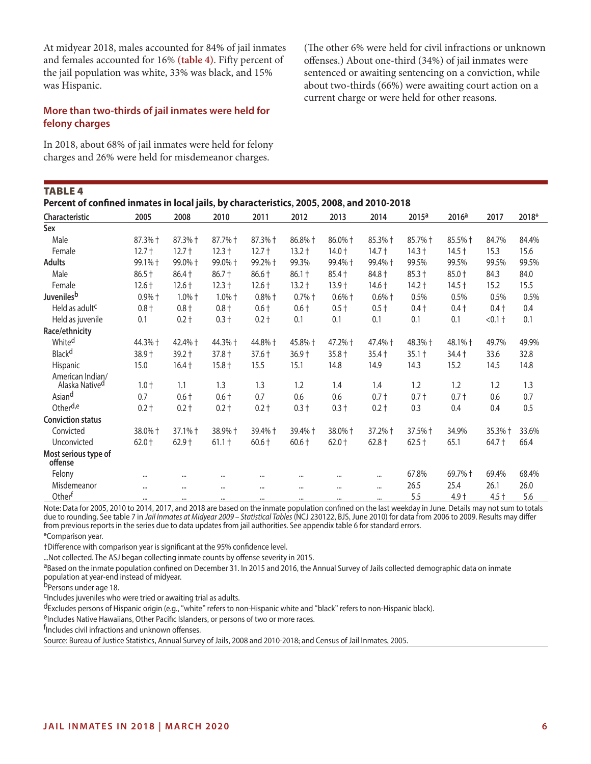At midyear 2018, males accounted for 84% of jail inmates and females accounted for 16% (table 4). Fifty percent of the jail population was white, 33% was black, and 15% was Hispanic.

### More than two-thirds of jail inmates were held for felony charges

In 2018, about 68% of jail inmates were held for felony charges and 26% were held for misdemeanor charges. (The other 6% were held for civil infractions or unknown offenses.) About one-third (34%) of jail inmates were sentenced or awaiting sentencing on a conviction, while about two-thirds (66%) were awaiting court action on a current charge or were held for other reasons.

**TABLE 4**

**Percent of confined inmates in local jails, by characteristics, 2005, 2008, and 2010-2018**

| Characteristic | 2005 | 2008 | 2010 | 2011 | 2012 | 2013 | 2014 | 2015[a] | 2016[a] | 2017 | 2018* |
|---|---|---|---|---|---|---|---|---|---|---|---|
| **Sex** | | | | | | | | | | | |
| Male | 87.3% † | 87.3% † | 87.7% † | 87.3% † | 86.8% † | 86.0% † | 85.3% † | 85.7% † | 85.5% † | 84.7% | 84.4% |
| Female | 12.7 † | 12.7 † | 12.3 † | 12.7 † | 13.2 † | 14.0 † | 14.7 † | 14.3 † | 14.5 † | 15.3 | 15.6 |
| **Adults** | 99.1% † | 99.0% † | 99.0% † | 99.2% † | 99.3% | 99.4% † | 99.4% † | 99.5% | 99.5% | 99.5% | 99.5% |
| Male | 86.5 † | 86.4 † | 86.7 † | 86.6 † | 86.1 † | 85.4 † | 84.8 † | 85.3 † | 85.0 † | 84.3 | 84.0 |
| Female | 12.6 † | 12.6 † | 12.3 † | 12.6 † | 13.2 † | 13.9 † | 14.6 † | 14.2 † | 14.5 † | 15.2 | 15.5 |
| **Juveniles[b]** | 0.9% † | 1.0% † | 1.0% † | 0.8% † | 0.7% † | 0.6% † | 0.6% † | 0.5% | 0.5% | 0.5% | 0.5% |
| Held as adult[c] | 0.8 † | 0.8 † | 0.8 † | 0.6 † | 0.6 † | 0.5 † | 0.5 † | 0.4 † | 0.4 † | 0.4 † | 0.4 |
| Held as juvenile | 0.1 | 0.2 † | 0.3 † | 0.2 † | 0.1 | 0.1 | 0.1 | 0.1 | 0.1 | <0.1 † | 0.1 |
| **Race/ethnicity** | | | | | | | | | | | |
| White[d] | 44.3% † | 42.4% † | 44.3% † | 44.8% † | 45.8% † | 47.2% † | 47.4% † | 48.3% † | 48.1% † | 49.7% | 49.9% |
| Black[d] | 38.9 † | 39.2 † | 37.8 † | 37.6 † | 36.9 † | 35.8 † | 35.4 † | 35.1 † | 34.4 † | 33.6 | 32.8 |
| Hispanic | 15.0 | 16.4 † | 15.8 † | 15.5 | 15.1 | 14.8 | 14.9 | 14.3 | 15.2 | 14.5 | 14.8 |
| American Indian/ Alaska Native[d] | 1.0 † | 1.1 | 1.3 | 1.3 | 1.2 | 1.4 | 1.4 | 1.2 | 1.2 | 1.2 | 1.3 |
| Asian[d] | 0.7 | 0.6 † | 0.6 † | 0.7 | 0.6 | 0.6 | 0.7 † | 0.7 † | 0.7 † | 0.6 | 0.7 |
| Other[d,e] | 0.2 † | 0.2 † | 0.2 † | 0.2 † | 0.3 † | 0.3 † | 0.2 † | 0.3 | 0.4 | 0.4 | 0.5 |
| **Conviction status** | | | | | | | | | | | |
| Convicted | 38.0% † | 37.1% † | 38.9% † | 39.4% † | 39.4% † | 38.0% † | 37.2% † | 37.5% † | 34.9% | 35.3% † | 33.6% |
| Unconvicted | 62.0 † | 62.9 † | 61.1 † | 60.6 † | 60.6 † | 62.0 † | 62.8 † | 62.5 † | 65.1 | 64.7 † | 66.4 |
| **Most serious type of offense** | | | | | | | | | | | |
| Felony | ... | ... | ... | ... | ... | ... | ... | 67.8% | 69.7% † | 69.4% | 68.4% |
| Misdemeanor | ... | ... | ... | ... | ... | ... | ... | 26.5 | 25.4 | 26.1 | 26.0 |
| Other[f] | ... | ... | ... | ... | ... | ... | ... | 5.5 | 4.9 † | 4.5 † | 5.6 |

Note: Data for 2005, 2010 to 2014, 2017, and 2018 are based on the inmate population confined on the last weekday in June. Details may not sum to totals due to rounding. See table 7 in *Jail Inmates at Midyear 2009 – Statistical Tables* (NCJ 230122, BJS, June 2010) for data from 2006 to 2009. Results may differ from previous reports in the series due to data updates from jail authorities. See appendix table 6 for standard errors.

*Comparison year.

†Difference with comparison year is significant at the 95% confidence level.

...Not collected. The ASJ began collecting inmate counts by offense severity in 2015.

[a]Based on the inmate population confined on December 31. In 2015 and 2016, the Annual Survey of Jails collected demographic data on inmate population at year-end instead of midyear.

[b]Persons under age 18.

[c]Includes juveniles who were tried or awaiting trial as adults.

[d]Excludes persons of Hispanic origin (e.g., "white" refers to non-Hispanic white and "black" refers to non-Hispanic black).

[e]Includes Native Hawaiians, Other Pacific Islanders, or persons of two or more races.

[f]Includes civil infractions and unknown offenses.

Source: Bureau of Justice Statistics, Annual Survey of Jails, 2008 and 2010-2018; and Census of Jail Inmates, 2005.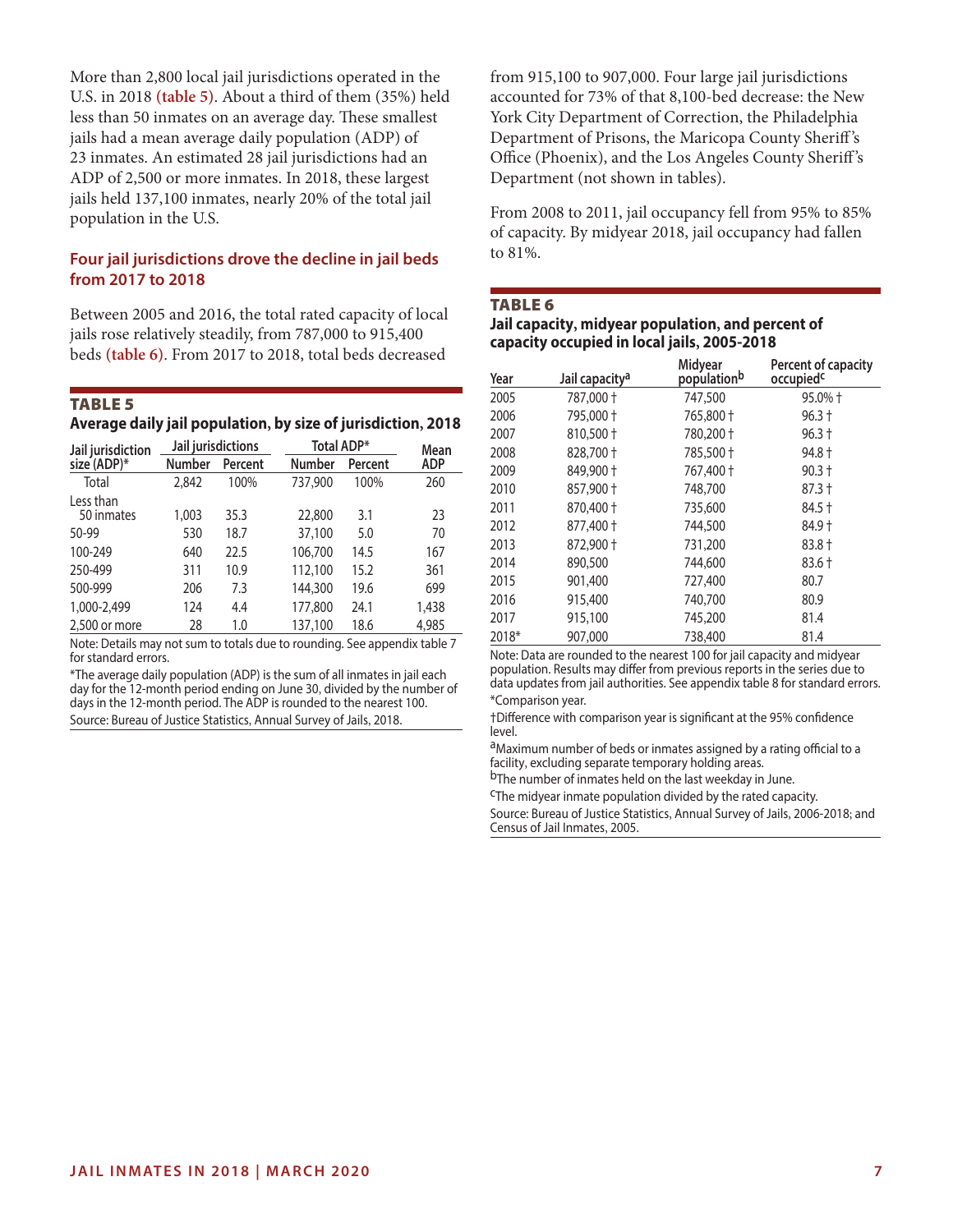More than 2,800 local jail jurisdictions operated in the U.S. in 2018 **(table 5)**. About a third of them (35%) held less than 50 inmates on an average day. These smallest jails had a mean average daily population (ADP) of 23 inmates. An estimated 28 jail jurisdictions had an ADP of 2,500 or more inmates. In 2018, these largest jails held 137,100 inmates, nearly 20% of the total jail population in the U.S.

## Four jail jurisdictions drove the decline in jail beds from 2017 to 2018

Between 2005 and 2016, the total rated capacity of local jails rose relatively steadily, from 787,000 to 915,400 beds **(table 6)**. From 2017 to 2018, total beds decreased from 915,100 to 907,000. Four large jail jurisdictions accounted for 73% of that 8,100-bed decrease: the New York City Department of Correction, the Philadelphia Department of Prisons, the Maricopa County Sheriff's Office (Phoenix), and the Los Angeles County Sheriff's Department (not shown in tables).

From 2008 to 2011, jail occupancy fell from 95% to 85% of capacity. By midyear 2018, jail occupancy had fallen to 81%.

### TABLE 5
**Average daily jail population, by size of jurisdiction, 2018**

| Jail jurisdiction size (ADP)* | Jail jurisdictions | | Total ADP* | | Mean ADP |
|---|---|---|---|---|---|
| | Number | Percent | Number | Percent | |
| Total | 2,842 | 100% | 737,900 | 100% | 260 |
| Less than 50 inmates | 1,003 | 35.3 | 22,800 | 3.1 | 23 |
| 50-99 | 530 | 18.7 | 37,100 | 5.0 | 70 |
| 100-249 | 640 | 22.5 | 106,700 | 14.5 | 167 |
| 250-499 | 311 | 10.9 | 112,100 | 15.2 | 361 |
| 500-999 | 206 | 7.3 | 144,300 | 19.6 | 699 |
| 1,000-2,499 | 124 | 4.4 | 177,800 | 24.1 | 1,438 |
| 2,500 or more | 28 | 1.0 | 137,100 | 18.6 | 4,985 |

Note: Details may not sum to totals due to rounding. See appendix table 7 for standard errors.

*The average daily population (ADP) is the sum of all inmates in jail each day for the 12-month period ending on June 30, divided by the number of days in the 12-month period. The ADP is rounded to the nearest 100.

Source: Bureau of Justice Statistics, Annual Survey of Jails, 2018.

### TABLE 6
**Jail capacity, midyear population, and percent of capacity occupied in local jails, 2005-2018**

| Year | Jail capacity[a] | Midyear population[b] | Percent of capacity occupied[c] |
|---|---|---|---|
| 2005 | 787,000 † | 747,500 | 95.0% † |
| 2006 | 795,000 † | 765,800 † | 96.3 † |
| 2007 | 810,500 † | 780,200 † | 96.3 † |
| 2008 | 828,700 † | 785,500 † | 94.8 † |
| 2009 | 849,900 † | 767,400 † | 90.3 † |
| 2010 | 857,900 † | 748,700 | 87.3 † |
| 2011 | 870,400 † | 735,600 | 84.5 † |
| 2012 | 877,400 † | 744,500 | 84.9 † |
| 2013 | 872,900 † | 731,200 | 83.8 † |
| 2014 | 890,500 | 744,600 | 83.6 † |
| 2015 | 901,400 | 727,400 | 80.7 |
| 2016 | 915,400 | 740,700 | 80.9 |
| 2017 | 915,100 | 745,200 | 81.4 |
| 2018* | 907,000 | 738,400 | 81.4 |

Note: Data are rounded to the nearest 100 for jail capacity and midyear population. Results may differ from previous reports in the series due to data updates from jail authorities. See appendix table 8 for standard errors.

*Comparison year.

†Difference with comparison year is significant at the 95% confidence level.

[a]Maximum number of beds or inmates assigned by a rating official to a facility, excluding separate temporary holding areas.

[b]The number of inmates held on the last weekday in June.

[c]The midyear inmate population divided by the rated capacity.

Source: Bureau of Justice Statistics, Annual Survey of Jails, 2006-2018; and Census of Jail Inmates, 2005.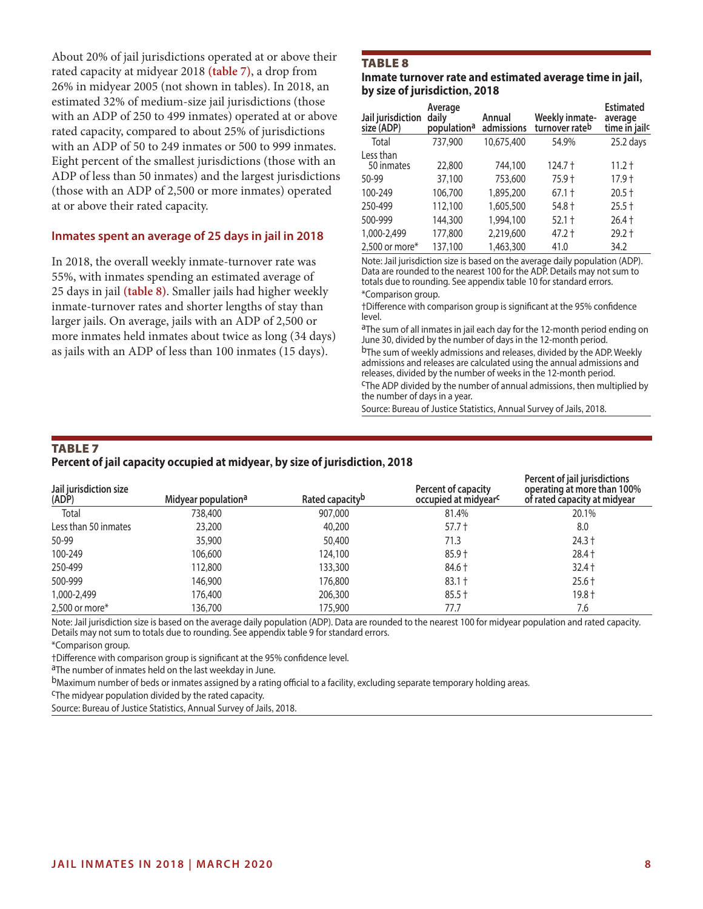About 20% of jail jurisdictions operated at or above their rated capacity at midyear 2018 **(table 7)**, a drop from 26% in midyear 2005 (not shown in tables). In 2018, an estimated 32% of medium-size jail jurisdictions (those with an ADP of 250 to 499 inmates) operated at or above rated capacity, compared to about 25% of jurisdictions with an ADP of 50 to 249 inmates or 500 to 999 inmates. Eight percent of the smallest jurisdictions (those with an ADP of less than 50 inmates) and the largest jurisdictions (those with an ADP of 2,500 or more inmates) operated at or above their rated capacity.

## Inmates spent an average of 25 days in jail in 2018

In 2018, the overall weekly inmate-turnover rate was 55%, with inmates spending an estimated average of 25 days in jail **(table 8)**. Smaller jails had higher weekly inmate-turnover rates and shorter lengths of stay than larger jails. On average, jails with an ADP of 2,500 or more inmates held inmates about twice as long (34 days) as jails with an ADP of less than 100 inmates (15 days).

### TABLE 8
**Inmate turnover rate and estimated average time in jail, by size of jurisdiction, 2018**

| Jail jurisdiction size (ADP) | Average daily population[a] | Annual admissions | Weekly inmate-turnover rate[b] | Estimated average time in jail[c] |
|---|---|---|---|---|
| Total | 737,900 | 10,675,400 | 54.9% | 25.2 days |
| Less than 50 inmates | 22,800 | 744,100 | 124.7 † | 11.2 † |
| 50-99 | 37,100 | 753,600 | 75.9 † | 17.9 † |
| 100-249 | 106,700 | 1,895,200 | 67.1 † | 20.5 † |
| 250-499 | 112,100 | 1,605,500 | 54.8 † | 25.5 † |
| 500-999 | 144,300 | 1,994,100 | 52.1 † | 26.4 † |
| 1,000-2,499 | 177,800 | 2,219,600 | 47.2 † | 29.2 † |
| 2,500 or more* | 137,100 | 1,463,300 | 41.0 | 34.2 |

Note: Jail jurisdiction size is based on the average daily population (ADP). Data are rounded to the nearest 100 for the ADP. Details may not sum to totals due to rounding. See appendix table 10 for standard errors.

*Comparison group.

†Difference with comparison group is significant at the 95% confidence level.

[a]The sum of all inmates in jail each day for the 12-month period ending on June 30, divided by the number of days in the 12-month period.

[b]The sum of weekly admissions and releases, divided by the ADP. Weekly admissions and releases are calculated using the annual admissions and releases, divided by the number of weeks in the 12-month period.

[c]The ADP divided by the number of annual admissions, then multiplied by the number of days in a year.

Source: Bureau of Justice Statistics, Annual Survey of Jails, 2018.

### TABLE 7
**Percent of jail capacity occupied at midyear, by size of jurisdiction, 2018**

| Jail jurisdiction size (ADP) | Midyear population[a] | Rated capacity[b] | Percent of capacity occupied at midyear[c] | Percent of jail jurisdictions operating at more than 100% of rated capacity at midyear |
|---|---|---|---|---|
| Total | 738,400 | 907,000 | 81.4% | 20.1% |
| Less than 50 inmates | 23,200 | 40,200 | 57.7 † | 8.0 |
| 50-99 | 35,900 | 50,400 | 71.3 | 24.3 † |
| 100-249 | 106,600 | 124,100 | 85.9 † | 28.4 † |
| 250-499 | 112,800 | 133,300 | 84.6 † | 32.4 † |
| 500-999 | 146,900 | 176,800 | 83.1 † | 25.6 † |
| 1,000-2,499 | 176,400 | 206,300 | 85.5 † | 19.8 † |
| 2,500 or more* | 136,700 | 175,900 | 77.7 | 7.6 |

Note: Jail jurisdiction size is based on the average daily population (ADP). Data are rounded to the nearest 100 for midyear population and rated capacity. Details may not sum to totals due to rounding. See appendix table 9 for standard errors.

*Comparison group.

†Difference with comparison group is significant at the 95% confidence level.

[a]The number of inmates held on the last weekday in June.

[b]Maximum number of beds or inmates assigned by a rating official to a facility, excluding separate temporary holding areas.

[c]The midyear population divided by the rated capacity.

Source: Bureau of Justice Statistics, Annual Survey of Jails, 2018.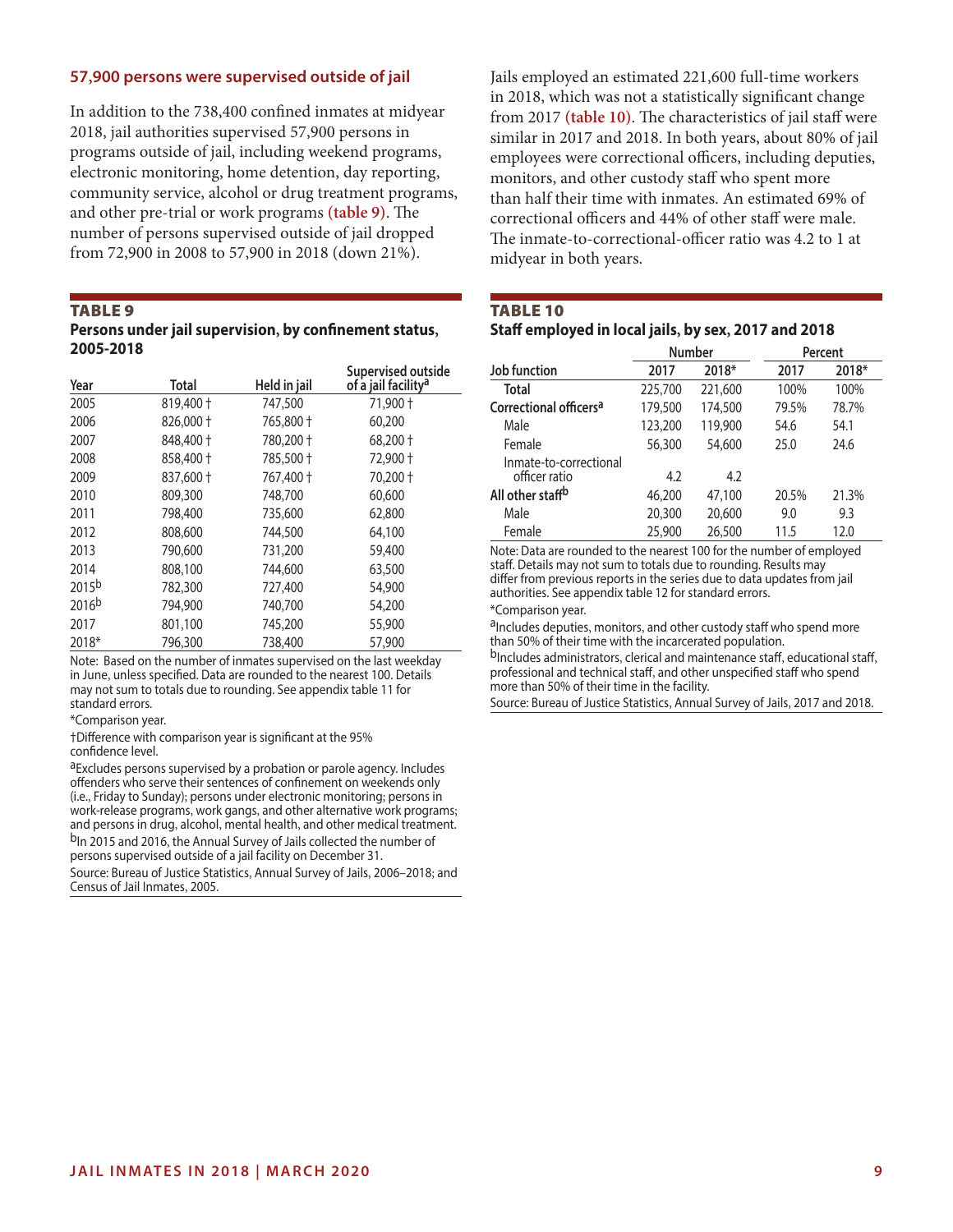### 57,900 persons were supervised outside of jail

In addition to the 738,400 confined inmates at midyear 2018, jail authorities supervised 57,900 persons in programs outside of jail, including weekend programs, electronic monitoring, home detention, day reporting, community service, alcohol or drug treatment programs, and other pre-trial or work programs **(table 9)**. The number of persons supervised outside of jail dropped from 72,900 in 2008 to 57,900 in 2018 (down 21%).

**TABLE 9**

**Persons under jail supervision, by confinement status, 2005-2018**

| Year | Total | Held in jail | Supervised outside of a jail facility[a] |
|---|---|---|---|
| 2005 | 819,400 † | 747,500 | 71,900 † |
| 2006 | 826,000 † | 765,800 † | 60,200 |
| 2007 | 848,400 † | 780,200 † | 68,200 † |
| 2008 | 858,400 † | 785,500 † | 72,900 † |
| 2009 | 837,600 † | 767,400 † | 70,200 † |
| 2010 | 809,300 | 748,700 | 60,600 |
| 2011 | 798,400 | 735,600 | 62,800 |
| 2012 | 808,600 | 744,500 | 64,100 |
| 2013 | 790,600 | 731,200 | 59,400 |
| 2014 | 808,100 | 744,600 | 63,500 |
| 2015[b] | 782,300 | 727,400 | 54,900 |
| 2016[b] | 794,900 | 740,700 | 54,200 |
| 2017 | 801,100 | 745,200 | 55,900 |
| 2018* | 796,300 | 738,400 | 57,900 |

Note: Based on the number of inmates supervised on the last weekday in June, unless specified. Data are rounded to the nearest 100. Details may not sum to totals due to rounding. See appendix table 11 for standard errors.

*Comparison year.

†Difference with comparison year is significant at the 95% confidence level.

[a]Excludes persons supervised by a probation or parole agency. Includes offenders who serve their sentences of confinement on weekends only (i.e., Friday to Sunday); persons under electronic monitoring; persons in work-release programs, work gangs, and other alternative work programs; and persons in drug, alcohol, mental health, and other medical treatment.

[b]In 2015 and 2016, the Annual Survey of Jails collected the number of persons supervised outside of a jail facility on December 31.

Source: Bureau of Justice Statistics, Annual Survey of Jails, 2006–2018; and Census of Jail Inmates, 2005.

Jails employed an estimated 221,600 full-time workers in 2018, which was not a statistically significant change from 2017 **(table 10)**. The characteristics of jail staff were similar in 2017 and 2018. In both years, about 80% of jail employees were correctional officers, including deputies, monitors, and other custody staff who spent more than half their time with inmates. An estimated 69% of correctional officers and 44% of other staff were male. The inmate-to-correctional-officer ratio was 4.2 to 1 at midyear in both years.

**TABLE 10**

**Staff employed in local jails, by sex, 2017 and 2018**

| Job function | Number | | Percent | |
|---|---|---|---|---|
| | 2017 | 2018* | 2017 | 2018* |
| **Total** | 225,700 | 221,600 | 100% | 100% |
| **Correctional officers[a]** | 179,500 | 174,500 | 79.5% | 78.7% |
| Male | 123,200 | 119,900 | 54.6 | 54.1 |
| Female | 56,300 | 54,600 | 25.0 | 24.6 |
| Inmate-to-correctional officer ratio | 4.2 | 4.2 | | |
| **All other staff[b]** | 46,200 | 47,100 | 20.5% | 21.3% |
| Male | 20,300 | 20,600 | 9.0 | 9.3 |
| Female | 25,900 | 26,500 | 11.5 | 12.0 |

Note: Data are rounded to the nearest 100 for the number of employed staff. Details may not sum to totals due to rounding. Results may differ from previous reports in the series due to data updates from jail authorities. See appendix table 12 for standard errors.

*Comparison year.

[a]Includes deputies, monitors, and other custody staff who spend more than 50% of their time with the incarcerated population.

[b]Includes administrators, clerical and maintenance staff, educational staff, professional and technical staff, and other unspecified staff who spend more than 50% of their time in the facility.

Source: Bureau of Justice Statistics, Annual Survey of Jails, 2017 and 2018.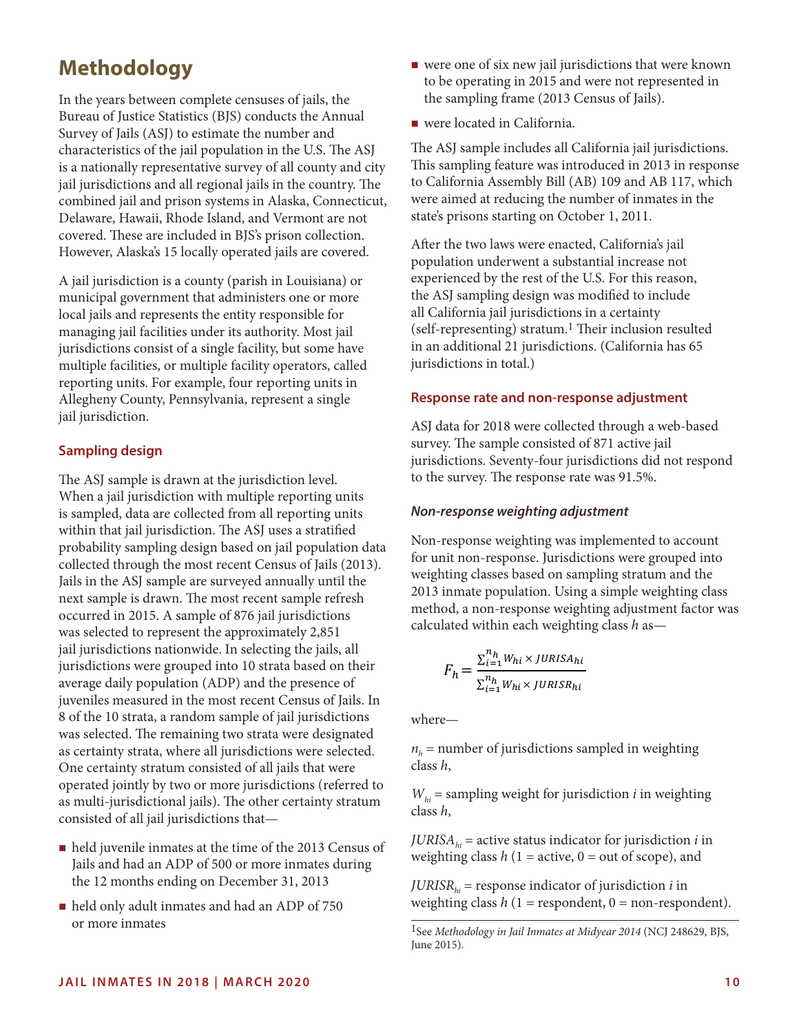# Methodology

In the years between complete censuses of jails, the Bureau of Justice Statistics (BJS) conducts the Annual Survey of Jails (ASJ) to estimate the number and characteristics of the jail population in the U.S. The ASJ is a nationally representative survey of all county and city jail jurisdictions and all regional jails in the country. The combined jail and prison systems in Alaska, Connecticut, Delaware, Hawaii, Rhode Island, and Vermont are not covered. These are included in BJS's prison collection. However, Alaska's 15 locally operated jails are covered.

A jail jurisdiction is a county (parish in Louisiana) or municipal government that administers one or more local jails and represents the entity responsible for managing jail facilities under its authority. Most jail jurisdictions consist of a single facility, but some have multiple facilities, or multiple facility operators, called reporting units. For example, four reporting units in Allegheny County, Pennsylvania, represent a single jail jurisdiction.

### Sampling design

The ASJ sample is drawn at the jurisdiction level. When a jail jurisdiction with multiple reporting units is sampled, data are collected from all reporting units within that jail jurisdiction. The ASJ uses a stratified probability sampling design based on jail population data collected through the most recent Census of Jails (2013). Jails in the ASJ sample are surveyed annually until the next sample is drawn. The most recent sample refresh occurred in 2015. A sample of 876 jail jurisdictions was selected to represent the approximately 2,851 jail jurisdictions nationwide. In selecting the jails, all jurisdictions were grouped into 10 strata based on their average daily population (ADP) and the presence of juveniles measured in the most recent Census of Jails. In 8 of the 10 strata, a random sample of jail jurisdictions was selected. The remaining two strata were designated as certainty strata, where all jurisdictions were selected. One certainty stratum consisted of all jails that were operated jointly by two or more jurisdictions (referred to as multi-jurisdictional jails). The other certainty stratum consisted of all jail jurisdictions that—

- held juvenile inmates at the time of the 2013 Census of Jails and had an ADP of 500 or more inmates during the 12 months ending on December 31, 2013
- held only adult inmates and had an ADP of 750 or more inmates
- were one of six new jail jurisdictions that were known to be operating in 2015 and were not represented in the sampling frame (2013 Census of Jails).
- were located in California.

The ASJ sample includes all California jail jurisdictions. This sampling feature was introduced in 2013 in response to California Assembly Bill (AB) 109 and AB 117, which were aimed at reducing the number of inmates in the state's prisons starting on October 1, 2011.

After the two laws were enacted, California's jail population underwent a substantial increase not experienced by the rest of the U.S. For this reason, the ASJ sampling design was modified to include all California jail jurisdictions in a certainty (self-representing) stratum.[1] Their inclusion resulted in an additional 21 jurisdictions. (California has 65 jurisdictions in total.)

### Response rate and non-response adjustment

ASJ data for 2018 were collected through a web-based survey. The sample consisted of 871 active jail jurisdictions. Seventy-four jurisdictions did not respond to the survey. The response rate was 91.5%.

#### *Non-response weighting adjustment*

Non-response weighting was implemented to account for unit non-response. Jurisdictions were grouped into weighting classes based on sampling stratum and the 2013 inmate population. Using a simple weighting class method, a non-response weighting adjustment factor was calculated within each weighting class $h$ as—

$$F_h = \frac{\sum_{i=1}^{n_h} W_{hi} \times JURISA_{hi}}{\sum_{i=1}^{n_h} W_{hi} \times JURISR_{hi}}$$

where—

$n_h$ = number of jurisdictions sampled in weighting class $h$,

$W_{hi}$ = sampling weight for jurisdiction $i$ in weighting class $h$,

$JURISA_{hi}$ = active status indicator for jurisdiction $i$ in weighting class $h$ (1 = active, 0 = out of scope), and

$JURISR_{hi}$ = response indicator of jurisdiction $i$ in weighting class $h$ (1 = respondent, 0 = non-respondent).

[1]See *Methodology in Jail Inmates at Midyear 2014* (NCJ 248629, BJS, June 2015).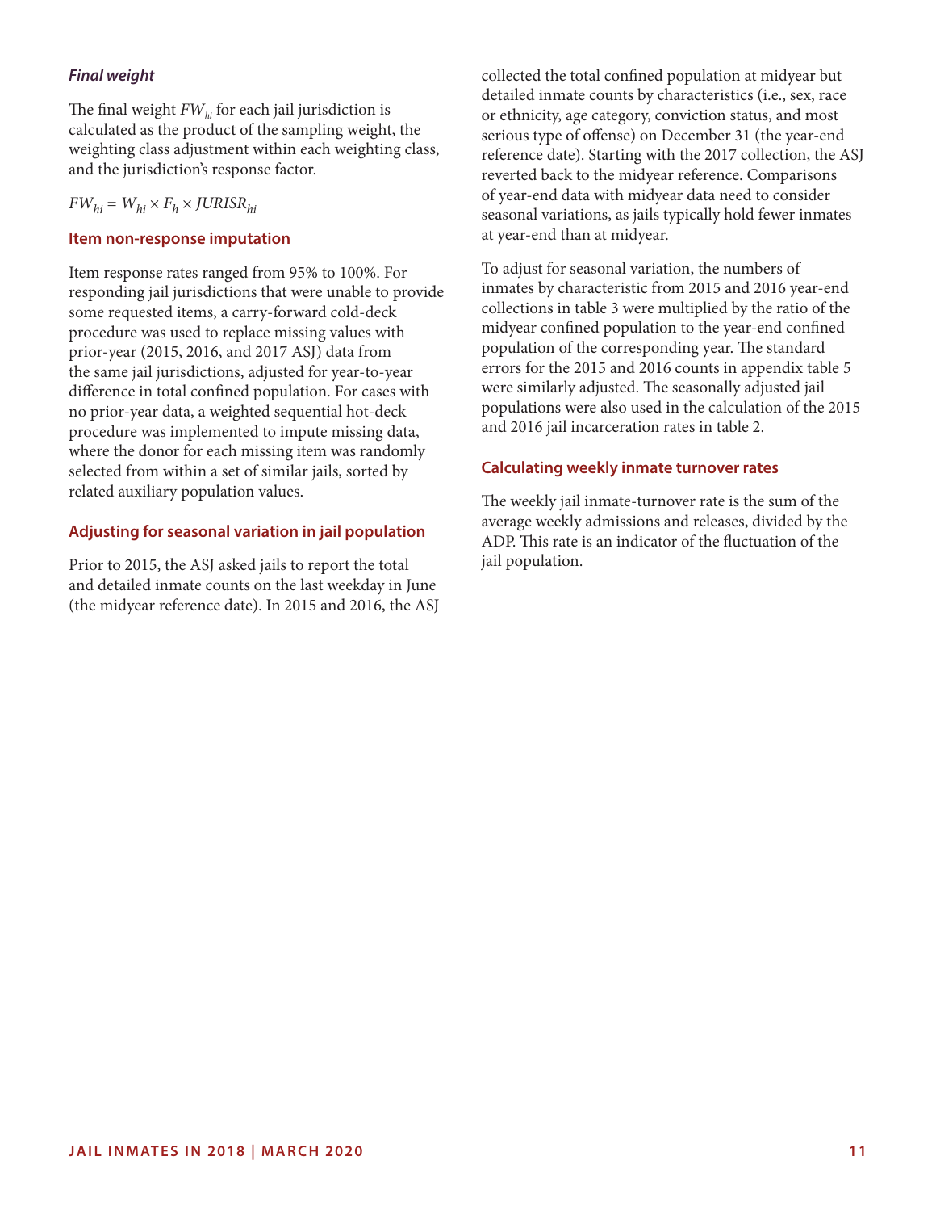### *Final weight*

The final weight $FW_{hi}$ for each jail jurisdiction is calculated as the product of the sampling weight, the weighting class adjustment within each weighting class, and the jurisdiction's response factor.

$$FW_{hi} = W_{hi} \times F_h \times JURISR_{hi}$$

### Item non-response imputation

Item response rates ranged from 95% to 100%. For responding jail jurisdictions that were unable to provide some requested items, a carry-forward cold-deck procedure was used to replace missing values with prior-year (2015, 2016, and 2017 ASJ) data from the same jail jurisdictions, adjusted for year-to-year difference in total confined population. For cases with no prior-year data, a weighted sequential hot-deck procedure was implemented to impute missing data, where the donor for each missing item was randomly selected from within a set of similar jails, sorted by related auxiliary population values.

### Adjusting for seasonal variation in jail population

Prior to 2015, the ASJ asked jails to report the total and detailed inmate counts on the last weekday in June (the midyear reference date). In 2015 and 2016, the ASJ collected the total confined population at midyear but detailed inmate counts by characteristics (i.e., sex, race or ethnicity, age category, conviction status, and most serious type of offense) on December 31 (the year-end reference date). Starting with the 2017 collection, the ASJ reverted back to the midyear reference. Comparisons of year-end data with midyear data need to consider seasonal variations, as jails typically hold fewer inmates at year-end than at midyear.

To adjust for seasonal variation, the numbers of inmates by characteristic from 2015 and 2016 year-end collections in table 3 were multiplied by the ratio of the midyear confined population to the year-end confined population of the corresponding year. The standard errors for the 2015 and 2016 counts in appendix table 5 were similarly adjusted. The seasonally adjusted jail populations were also used in the calculation of the 2015 and 2016 jail incarceration rates in table 2.

### Calculating weekly inmate turnover rates

The weekly jail inmate-turnover rate is the sum of the average weekly admissions and releases, divided by the ADP. This rate is an indicator of the fluctuation of the jail population.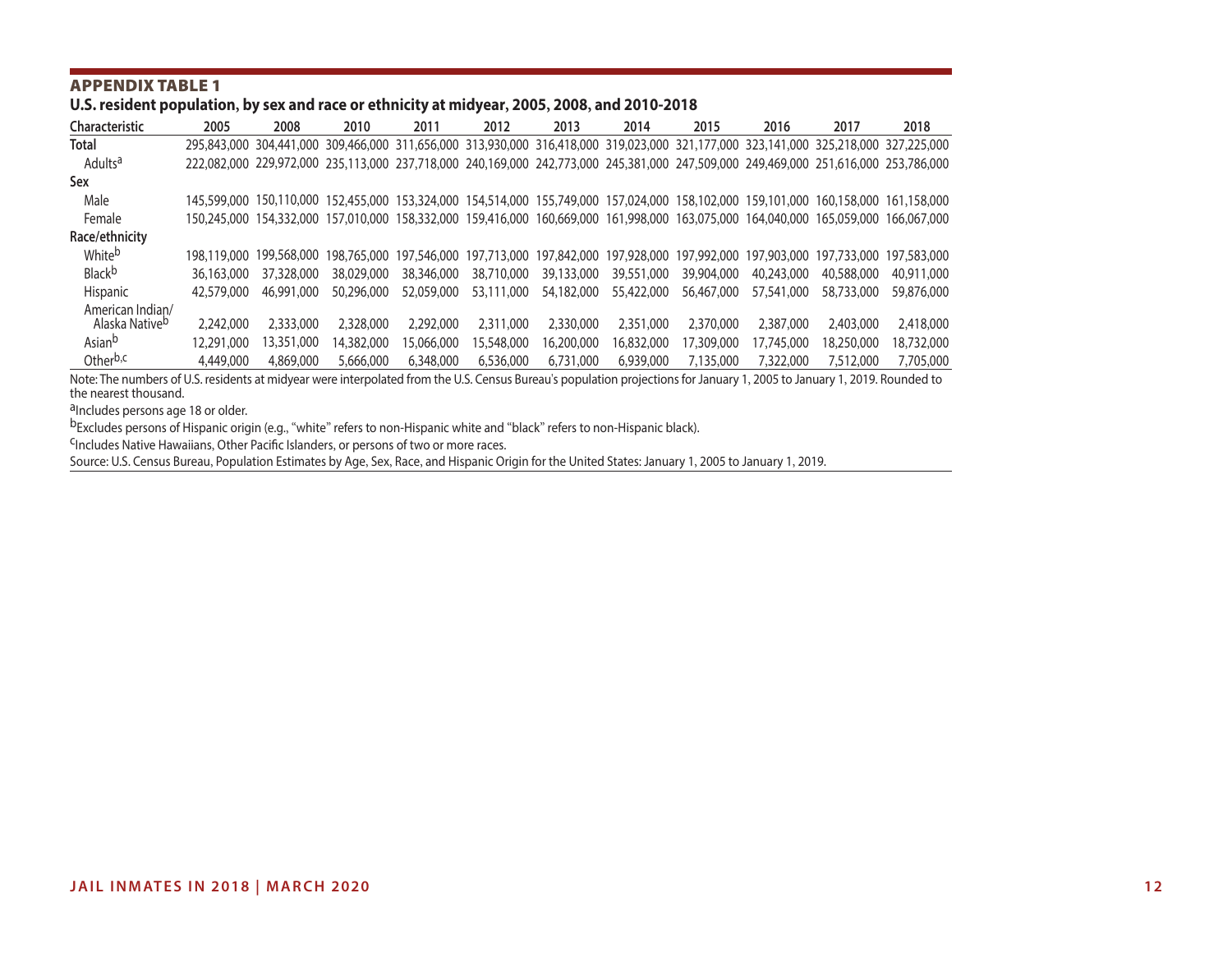## APPENDIX TABLE 1

**U.S. resident population, by sex and race or ethnicity at midyear, 2005, 2008, and 2010-2018**

| Characteristic | 2005 | 2008 | 2010 | 2011 | 2012 | 2013 | 2014 | 2015 | 2016 | 2017 | 2018 |
|---|---|---|---|---|---|---|---|---|---|---|---|
| **Total** | 295,843,000 | 304,441,000 | 309,466,000 | 311,656,000 | 313,930,000 | 316,418,000 | 319,023,000 | 321,177,000 | 323,141,000 | 325,218,000 | 327,225,000 |
| Adults[a] | 222,082,000 | 229,972,000 | 235,113,000 | 237,718,000 | 240,169,000 | 242,773,000 | 245,381,000 | 247,509,000 | 249,469,000 | 251,616,000 | 253,786,000 |
| **Sex** | | | | | | | | | | | |
| Male | 145,599,000 | 150,110,000 | 152,455,000 | 153,324,000 | 154,514,000 | 155,749,000 | 157,024,000 | 158,102,000 | 159,101,000 | 160,158,000 | 161,158,000 |
| Female | 150,245,000 | 154,332,000 | 157,010,000 | 158,332,000 | 159,416,000 | 160,669,000 | 161,998,000 | 163,075,000 | 164,040,000 | 165,059,000 | 166,067,000 |
| **Race/ethnicity** | | | | | | | | | | | |
| White[b] | 198,119,000 | 199,568,000 | 198,765,000 | 197,546,000 | 197,713,000 | 197,842,000 | 197,928,000 | 197,992,000 | 197,903,000 | 197,733,000 | 197,583,000 |
| Black[b] | 36,163,000 | 37,328,000 | 38,029,000 | 38,346,000 | 38,710,000 | 39,133,000 | 39,551,000 | 39,904,000 | 40,243,000 | 40,588,000 | 40,911,000 |
| Hispanic | 42,579,000 | 46,991,000 | 50,296,000 | 52,059,000 | 53,111,000 | 54,182,000 | 55,422,000 | 56,467,000 | 57,541,000 | 58,733,000 | 59,876,000 |
| American Indian/ Alaska Native[b] | 2,242,000 | 2,333,000 | 2,328,000 | 2,292,000 | 2,311,000 | 2,330,000 | 2,351,000 | 2,370,000 | 2,387,000 | 2,403,000 | 2,418,000 |
| Asian[b] | 12,291,000 | 13,351,000 | 14,382,000 | 15,066,000 | 15,548,000 | 16,200,000 | 16,832,000 | 17,309,000 | 17,745,000 | 18,250,000 | 18,732,000 |
| Other[b,c] | 4,449,000 | 4,869,000 | 5,666,000 | 6,348,000 | 6,536,000 | 6,731,000 | 6,939,000 | 7,135,000 | 7,322,000 | 7,512,000 | 7,705,000 |

Note: The numbers of U.S. residents at midyear were interpolated from the U.S. Census Bureau's population projections for January 1, 2005 to January 1, 2019. Rounded to the nearest thousand.

[a]Includes persons age 18 or older.

[b]Excludes persons of Hispanic origin (e.g., "white" refers to non-Hispanic white and "black" refers to non-Hispanic black).

[c]Includes Native Hawaiians, Other Pacific Islanders, or persons of two or more races.

Source: U.S. Census Bureau, Population Estimates by Age, Sex, Race, and Hispanic Origin for the United States: January 1, 2005 to January 1, 2019.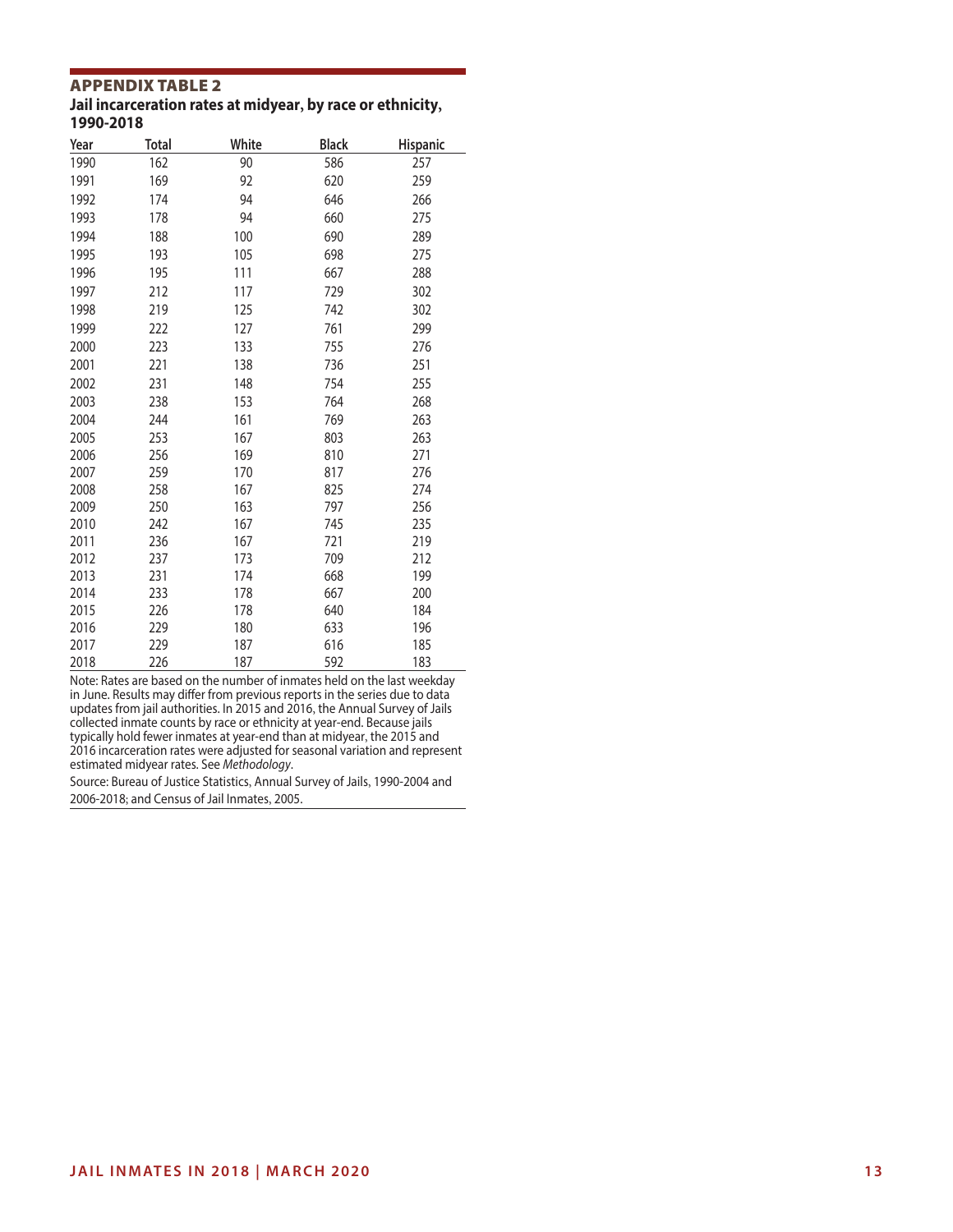### APPENDIX TABLE 2

**Jail incarceration rates at midyear, by race or ethnicity, 1990-2018**

| Year | Total | White | Black | Hispanic |
|---|---|---|---|---|
| 1990 | 162 | 90 | 586 | 257 |
| 1991 | 169 | 92 | 620 | 259 |
| 1992 | 174 | 94 | 646 | 266 |
| 1993 | 178 | 94 | 660 | 275 |
| 1994 | 188 | 100 | 690 | 289 |
| 1995 | 193 | 105 | 698 | 275 |
| 1996 | 195 | 111 | 667 | 288 |
| 1997 | 212 | 117 | 729 | 302 |
| 1998 | 219 | 125 | 742 | 302 |
| 1999 | 222 | 127 | 761 | 299 |
| 2000 | 223 | 133 | 755 | 276 |
| 2001 | 221 | 138 | 736 | 251 |
| 2002 | 231 | 148 | 754 | 255 |
| 2003 | 238 | 153 | 764 | 268 |
| 2004 | 244 | 161 | 769 | 263 |
| 2005 | 253 | 167 | 803 | 263 |
| 2006 | 256 | 169 | 810 | 271 |
| 2007 | 259 | 170 | 817 | 276 |
| 2008 | 258 | 167 | 825 | 274 |
| 2009 | 250 | 163 | 797 | 256 |
| 2010 | 242 | 167 | 745 | 235 |
| 2011 | 236 | 167 | 721 | 219 |
| 2012 | 237 | 173 | 709 | 212 |
| 2013 | 231 | 174 | 668 | 199 |
| 2014 | 233 | 178 | 667 | 200 |
| 2015 | 226 | 178 | 640 | 184 |
| 2016 | 229 | 180 | 633 | 196 |
| 2017 | 229 | 187 | 616 | 185 |
| 2018 | 226 | 187 | 592 | 183 |

Note: Rates are based on the number of inmates held on the last weekday in June. Results may differ from previous reports in the series due to data updates from jail authorities. In 2015 and 2016, the Annual Survey of Jails collected inmate counts by race or ethnicity at year-end. Because jails typically hold fewer inmates at year-end than at midyear, the 2015 and 2016 incarceration rates were adjusted for seasonal variation and represent estimated midyear rates. See *Methodology*.

Source: Bureau of Justice Statistics, Annual Survey of Jails, 1990-2004 and 2006-2018; and Census of Jail Inmates, 2005.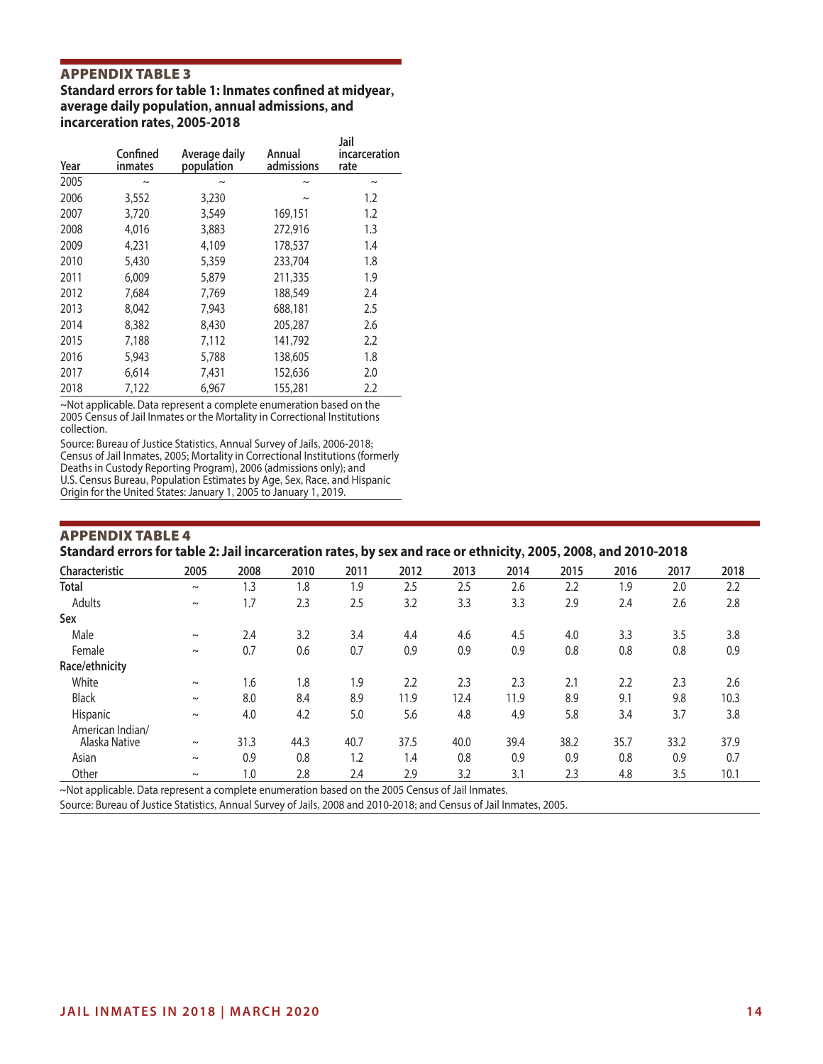## APPENDIX TABLE 3

**Standard errors for table 1: Inmates confined at midyear, average daily population, annual admissions, and incarceration rates, 2005-2018**

| Year | Confined inmates | Average daily population | Annual admissions | Jail incarceration rate |
|---|---|---|---|---|
| 2005 | ~ | ~ | ~ | ~ |
| 2006 | 3,552 | 3,230 | ~ | 1.2 |
| 2007 | 3,720 | 3,549 | 169,151 | 1.2 |
| 2008 | 4,016 | 3,883 | 272,916 | 1.3 |
| 2009 | 4,231 | 4,109 | 178,537 | 1.4 |
| 2010 | 5,430 | 5,359 | 233,704 | 1.8 |
| 2011 | 6,009 | 5,879 | 211,335 | 1.9 |
| 2012 | 7,684 | 7,769 | 188,549 | 2.4 |
| 2013 | 8,042 | 7,943 | 688,181 | 2.5 |
| 2014 | 8,382 | 8,430 | 205,287 | 2.6 |
| 2015 | 7,188 | 7,112 | 141,792 | 2.2 |
| 2016 | 5,943 | 5,788 | 138,605 | 1.8 |
| 2017 | 6,614 | 7,431 | 152,636 | 2.0 |
| 2018 | 7,122 | 6,967 | 155,281 | 2.2 |

~Not applicable. Data represent a complete enumeration based on the 2005 Census of Jail Inmates or the Mortality in Correctional Institutions collection.

Source: Bureau of Justice Statistics, Annual Survey of Jails, 2006-2018; Census of Jail Inmates, 2005; Mortality in Correctional Institutions (formerly Deaths in Custody Reporting Program), 2006 (admissions only); and U.S. Census Bureau, Population Estimates by Age, Sex, Race, and Hispanic Origin for the United States: January 1, 2005 to January 1, 2019.

## APPENDIX TABLE 4

**Standard errors for table 2: Jail incarceration rates, by sex and race or ethnicity, 2005, 2008, and 2010-2018**

| Characteristic | 2005 | 2008 | 2010 | 2011 | 2012 | 2013 | 2014 | 2015 | 2016 | 2017 | 2018 |
|---|---|---|---|---|---|---|---|---|---|---|---|
| **Total** | ~ | 1.3 | 1.8 | 1.9 | 2.5 | 2.5 | 2.6 | 2.2 | 1.9 | 2.0 | 2.2 |
| Adults | ~ | 1.7 | 2.3 | 2.5 | 3.2 | 3.3 | 3.3 | 2.9 | 2.4 | 2.6 | 2.8 |
| **Sex** | | | | | | | | | | | |
| Male | ~ | 2.4 | 3.2 | 3.4 | 4.4 | 4.6 | 4.5 | 4.0 | 3.3 | 3.5 | 3.8 |
| Female | ~ | 0.7 | 0.6 | 0.7 | 0.9 | 0.9 | 0.9 | 0.8 | 0.8 | 0.8 | 0.9 |
| **Race/ethnicity** | | | | | | | | | | | |
| White | ~ | 1.6 | 1.8 | 1.9 | 2.2 | 2.3 | 2.3 | 2.1 | 2.2 | 2.3 | 2.6 |
| Black | ~ | 8.0 | 8.4 | 8.9 | 11.9 | 12.4 | 11.9 | 8.9 | 9.1 | 9.8 | 10.3 |
| Hispanic | ~ | 4.0 | 4.2 | 5.0 | 5.6 | 4.8 | 4.9 | 5.8 | 3.4 | 3.7 | 3.8 |
| American Indian/ Alaska Native | ~ | 31.3 | 44.3 | 40.7 | 37.5 | 40.0 | 39.4 | 38.2 | 35.7 | 33.2 | 37.9 |
| Asian | ~ | 0.9 | 0.8 | 1.2 | 1.4 | 0.8 | 0.9 | 0.9 | 0.8 | 0.9 | 0.7 |
| Other | ~ | 1.0 | 2.8 | 2.4 | 2.9 | 3.2 | 3.1 | 2.3 | 4.8 | 3.5 | 10.1 |

~Not applicable. Data represent a complete enumeration based on the 2005 Census of Jail Inmates.

Source: Bureau of Justice Statistics, Annual Survey of Jails, 2008 and 2010-2018; and Census of Jail Inmates, 2005.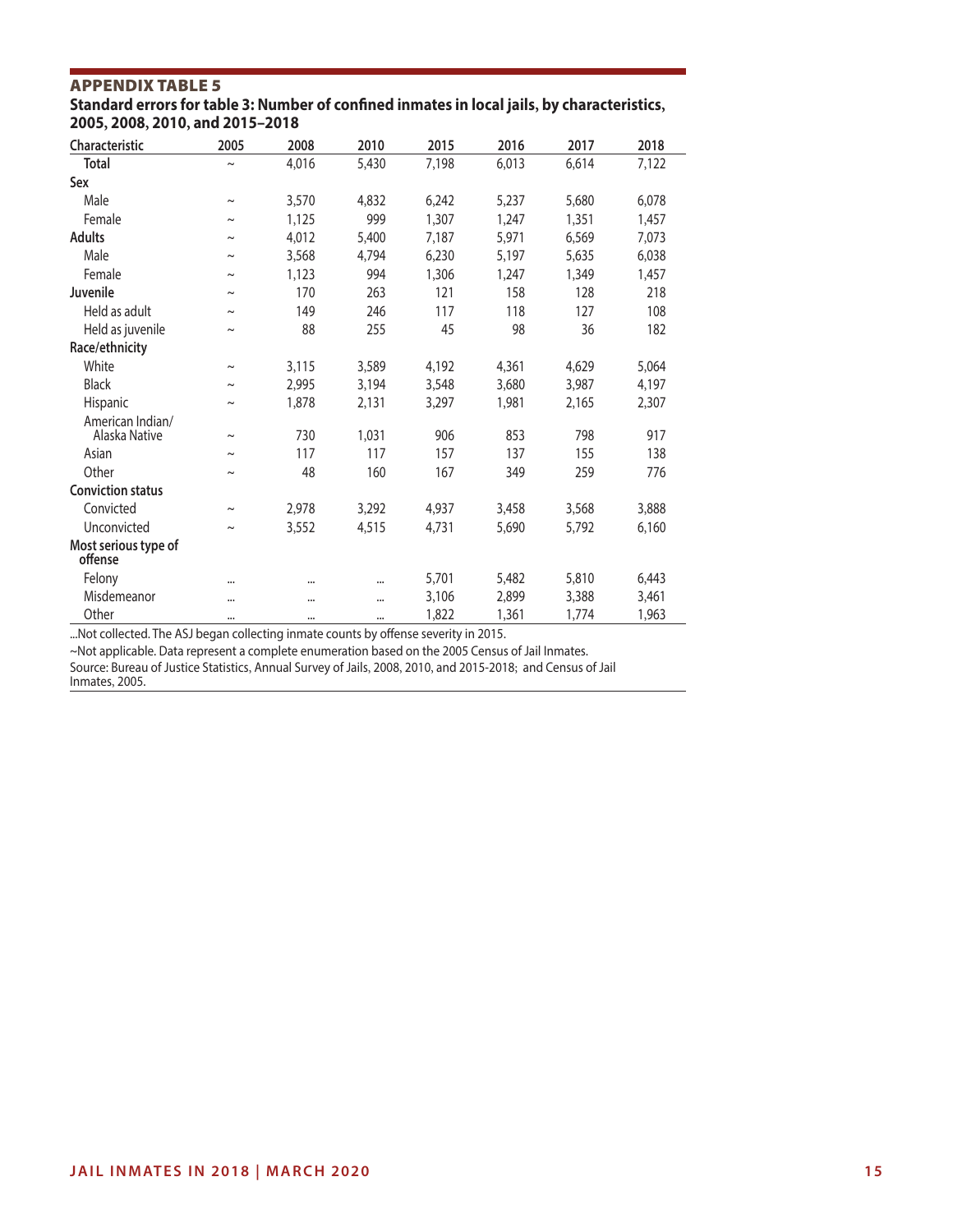## APPENDIX TABLE 5

**Standard errors for table 3: Number of confined inmates in local jails, by characteristics, 2005, 2008, 2010, and 2015–2018**

| Characteristic | 2005 | 2008 | 2010 | 2015 | 2016 | 2017 | 2018 |
|---|---|---|---|---|---|---|---|
| **Total** | ~ | 4,016 | 5,430 | 7,198 | 6,013 | 6,614 | 7,122 |
| **Sex** | | | | | | | |
| Male | ~ | 3,570 | 4,832 | 6,242 | 5,237 | 5,680 | 6,078 |
| Female | ~ | 1,125 | 999 | 1,307 | 1,247 | 1,351 | 1,457 |
| **Adults** | ~ | 4,012 | 5,400 | 7,187 | 5,971 | 6,569 | 7,073 |
| Male | ~ | 3,568 | 4,794 | 6,230 | 5,197 | 5,635 | 6,038 |
| Female | ~ | 1,123 | 994 | 1,306 | 1,247 | 1,349 | 1,457 |
| **Juvenile** | ~ | 170 | 263 | 121 | 158 | 128 | 218 |
| Held as adult | ~ | 149 | 246 | 117 | 118 | 127 | 108 |
| Held as juvenile | ~ | 88 | 255 | 45 | 98 | 36 | 182 |
| **Race/ethnicity** | | | | | | | |
| White | ~ | 3,115 | 3,589 | 4,192 | 4,361 | 4,629 | 5,064 |
| Black | ~ | 2,995 | 3,194 | 3,548 | 3,680 | 3,987 | 4,197 |
| Hispanic | ~ | 1,878 | 2,131 | 3,297 | 1,981 | 2,165 | 2,307 |
| American Indian/ Alaska Native | ~ | 730 | 1,031 | 906 | 853 | 798 | 917 |
| Asian | ~ | 117 | 117 | 157 | 137 | 155 | 138 |
| Other | ~ | 48 | 160 | 167 | 349 | 259 | 776 |
| **Conviction status** | | | | | | | |
| Convicted | ~ | 2,978 | 3,292 | 4,937 | 3,458 | 3,568 | 3,888 |
| Unconvicted | ~ | 3,552 | 4,515 | 4,731 | 5,690 | 5,792 | 6,160 |
| **Most serious type of offense** | | | | | | | |
| Felony | ... | ... | ... | 5,701 | 5,482 | 5,810 | 6,443 |
| Misdemeanor | ... | ... | ... | 3,106 | 2,899 | 3,388 | 3,461 |
| Other | ... | ... | ... | 1,822 | 1,361 | 1,774 | 1,963 |

...Not collected. The ASJ began collecting inmate counts by offense severity in 2015.

~Not applicable. Data represent a complete enumeration based on the 2005 Census of Jail Inmates.

Source: Bureau of Justice Statistics, Annual Survey of Jails, 2008, 2010, and 2015-2018; and Census of Jail Inmates, 2005.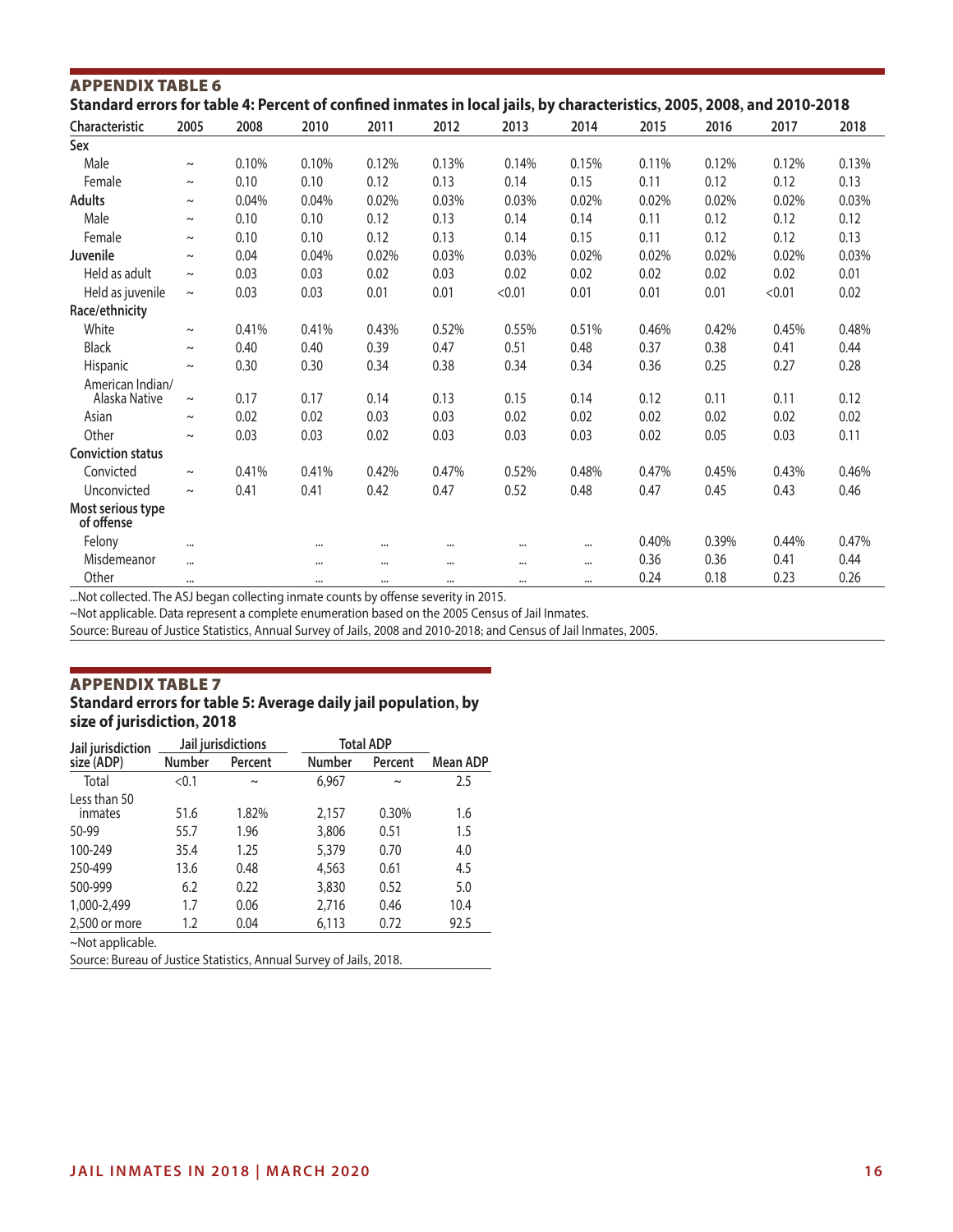## APPENDIX TABLE 6

### Standard errors for table 4: Percent of confined inmates in local jails, by characteristics, 2005, 2008, and 2010-2018

| Characteristic | 2005 | 2008 | 2010 | 2011 | 2012 | 2013 | 2014 | 2015 | 2016 | 2017 | 2018 |
|---|---|---|---|---|---|---|---|---|---|---|---|
| **Sex** | | | | | | | | | | | |
| Male | ~ | 0.10% | 0.10% | 0.12% | 0.13% | 0.14% | 0.15% | 0.11% | 0.12% | 0.12% | 0.13% |
| Female | ~ | 0.10 | 0.10 | 0.12 | 0.13 | 0.14 | 0.15 | 0.11 | 0.12 | 0.12 | 0.13 |
| **Adults** | ~ | 0.04% | 0.04% | 0.02% | 0.03% | 0.03% | 0.02% | 0.02% | 0.02% | 0.02% | 0.03% |
| Male | ~ | 0.10 | 0.10 | 0.12 | 0.13 | 0.14 | 0.14 | 0.11 | 0.12 | 0.12 | 0.12 |
| Female | ~ | 0.10 | 0.10 | 0.12 | 0.13 | 0.14 | 0.15 | 0.11 | 0.12 | 0.12 | 0.13 |
| **Juvenile** | ~ | 0.04 | 0.04% | 0.02% | 0.03% | 0.03% | 0.02% | 0.02% | 0.02% | 0.02% | 0.03% |
| Held as adult | ~ | 0.03 | 0.03 | 0.02 | 0.03 | 0.02 | 0.02 | 0.02 | 0.02 | 0.02 | 0.01 |
| Held as juvenile | ~ | 0.03 | 0.03 | 0.01 | 0.01 | <0.01 | 0.01 | 0.01 | 0.01 | <0.01 | 0.02 |
| **Race/ethnicity** | | | | | | | | | | | |
| White | ~ | 0.41% | 0.41% | 0.43% | 0.52% | 0.55% | 0.51% | 0.46% | 0.42% | 0.45% | 0.48% |
| Black | ~ | 0.40 | 0.40 | 0.39 | 0.47 | 0.51 | 0.48 | 0.37 | 0.38 | 0.41 | 0.44 |
| Hispanic | ~ | 0.30 | 0.30 | 0.34 | 0.38 | 0.34 | 0.34 | 0.36 | 0.25 | 0.27 | 0.28 |
| American Indian/ Alaska Native | ~ | 0.17 | 0.17 | 0.14 | 0.13 | 0.15 | 0.14 | 0.12 | 0.11 | 0.11 | 0.12 |
| Asian | ~ | 0.02 | 0.02 | 0.03 | 0.03 | 0.02 | 0.02 | 0.02 | 0.02 | 0.02 | 0.02 |
| Other | ~ | 0.03 | 0.03 | 0.02 | 0.03 | 0.03 | 0.03 | 0.02 | 0.05 | 0.03 | 0.11 |
| **Conviction status** | | | | | | | | | | | |
| Convicted | ~ | 0.41% | 0.41% | 0.42% | 0.47% | 0.52% | 0.48% | 0.47% | 0.45% | 0.43% | 0.46% |
| Unconvicted | ~ | 0.41 | 0.41 | 0.42 | 0.47 | 0.52 | 0.48 | 0.47 | 0.45 | 0.43 | 0.46 |
| **Most serious type of offense** | | | | | | | | | | | |
| Felony | ... | | ... | ... | ... | ... | ... | 0.40% | 0.39% | 0.44% | 0.47% |
| Misdemeanor | ... | | ... | ... | ... | ... | ... | 0.36 | 0.36 | 0.41 | 0.44 |
| Other | ... | | ... | ... | ... | ... | ... | 0.24 | 0.18 | 0.23 | 0.26 |

...Not collected. The ASJ began collecting inmate counts by offense severity in 2015.

~Not applicable. Data represent a complete enumeration based on the 2005 Census of Jail Inmates.

Source: Bureau of Justice Statistics, Annual Survey of Jails, 2008 and 2010-2018; and Census of Jail Inmates, 2005.

## APPENDIX TABLE 7

### Standard errors for table 5: Average daily jail population, by size of jurisdiction, 2018

| Jail jurisdiction size (ADP) | Jail jurisdictions | | Total ADP | | Mean ADP |
|---|---|---|---|---|---|
| | Number | Percent | Number | Percent | |
| Total | <0.1 | ~ | 6,967 | ~ | 2.5 |
| Less than 50 inmates | 51.6 | 1.82% | 2,157 | 0.30% | 1.6 |
| 50-99 | 55.7 | 1.96 | 3,806 | 0.51 | 1.5 |
| 100-249 | 35.4 | 1.25 | 5,379 | 0.70 | 4.0 |
| 250-499 | 13.6 | 0.48 | 4,563 | 0.61 | 4.5 |
| 500-999 | 6.2 | 0.22 | 3,830 | 0.52 | 5.0 |
| 1,000-2,499 | 1.7 | 0.06 | 2,716 | 0.46 | 10.4 |
| 2,500 or more | 1.2 | 0.04 | 6,113 | 0.72 | 92.5 |

~Not applicable.

Source: Bureau of Justice Statistics, Annual Survey of Jails, 2018.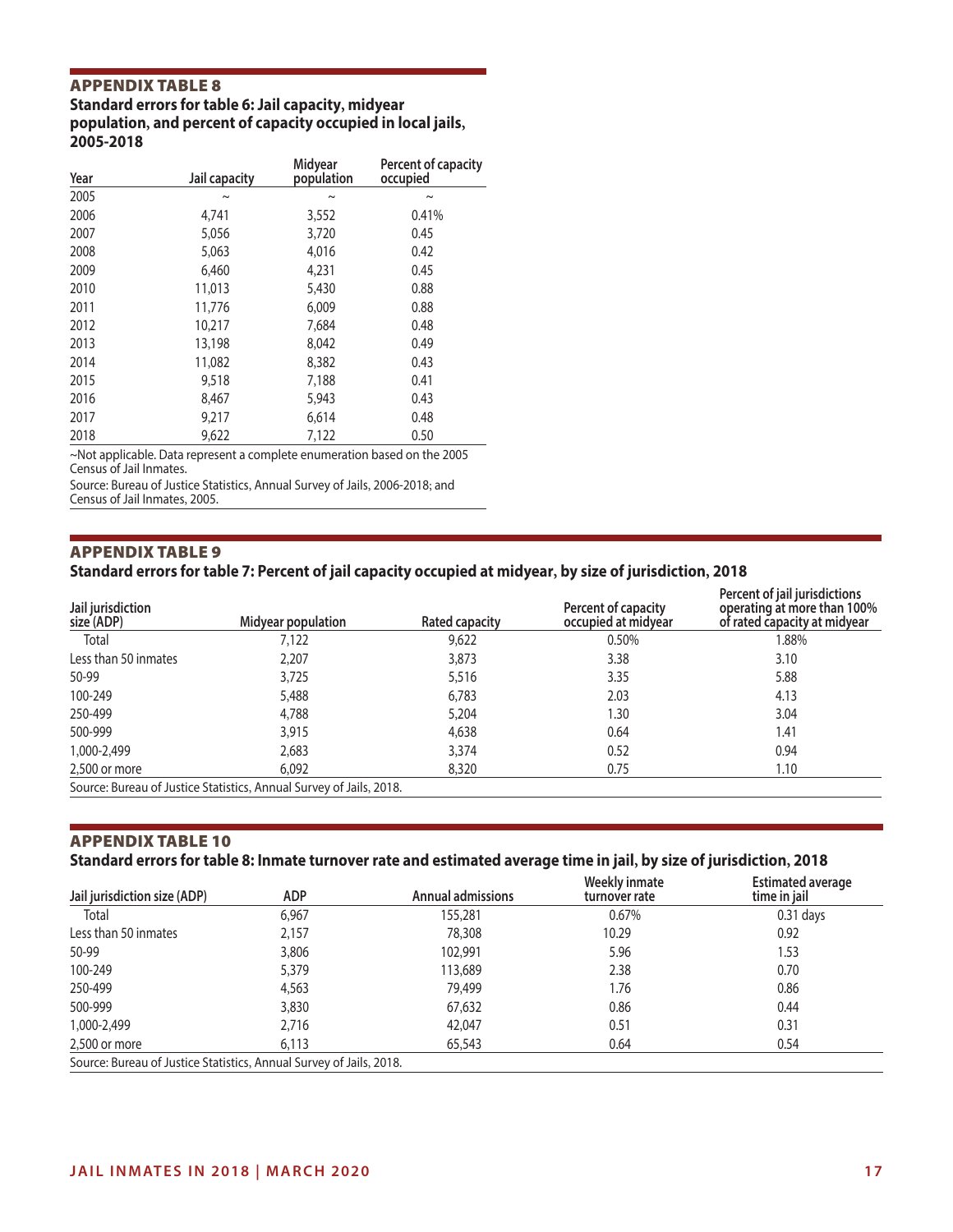## APPENDIX TABLE 8

**Standard errors for table 6: Jail capacity, midyear population, and percent of capacity occupied in local jails, 2005-2018**

| Year | Jail capacity | Midyear population | Percent of capacity occupied |
|---|---|---|---|
| 2005 | ~ | ~ | ~ |
| 2006 | 4,741 | 3,552 | 0.41% |
| 2007 | 5,056 | 3,720 | 0.45 |
| 2008 | 5,063 | 4,016 | 0.42 |
| 2009 | 6,460 | 4,231 | 0.45 |
| 2010 | 11,013 | 5,430 | 0.88 |
| 2011 | 11,776 | 6,009 | 0.88 |
| 2012 | 10,217 | 7,684 | 0.48 |
| 2013 | 13,198 | 8,042 | 0.49 |
| 2014 | 11,082 | 8,382 | 0.43 |
| 2015 | 9,518 | 7,188 | 0.41 |
| 2016 | 8,467 | 5,943 | 0.43 |
| 2017 | 9,217 | 6,614 | 0.48 |
| 2018 | 9,622 | 7,122 | 0.50 |

~Not applicable. Data represent a complete enumeration based on the 2005 Census of Jail Inmates.

Source: Bureau of Justice Statistics, Annual Survey of Jails, 2006-2018; and Census of Jail Inmates, 2005.

## APPENDIX TABLE 9

**Standard errors for table 7: Percent of jail capacity occupied at midyear, by size of jurisdiction, 2018**

| Jail jurisdiction size (ADP) | Midyear population | Rated capacity | Percent of capacity occupied at midyear | Percent of jail jurisdictions operating at more than 100% of rated capacity at midyear |
|---|---|---|---|---|
| Total | 7,122 | 9,622 | 0.50% | 1.88% |
| Less than 50 inmates | 2,207 | 3,873 | 3.38 | 3.10 |
| 50-99 | 3,725 | 5,516 | 3.35 | 5.88 |
| 100-249 | 5,488 | 6,783 | 2.03 | 4.13 |
| 250-499 | 4,788 | 5,204 | 1.30 | 3.04 |
| 500-999 | 3,915 | 4,638 | 0.64 | 1.41 |
| 1,000-2,499 | 2,683 | 3,374 | 0.52 | 0.94 |
| 2,500 or more | 6,092 | 8,320 | 0.75 | 1.10 |

Source: Bureau of Justice Statistics, Annual Survey of Jails, 2018.

## APPENDIX TABLE 10

**Standard errors for table 8: Inmate turnover rate and estimated average time in jail, by size of jurisdiction, 2018**

| Jail jurisdiction size (ADP) | ADP | Annual admissions | Weekly inmate turnover rate | Estimated average time in jail |
|---|---|---|---|---|
| Total | 6,967 | 155,281 | 0.67% | 0.31 days |
| Less than 50 inmates | 2,157 | 78,308 | 10.29 | 0.92 |
| 50-99 | 3,806 | 102,991 | 5.96 | 1.53 |
| 100-249 | 5,379 | 113,689 | 2.38 | 0.70 |
| 250-499 | 4,563 | 79,499 | 1.76 | 0.86 |
| 500-999 | 3,830 | 67,632 | 0.86 | 0.44 |
| 1,000-2,499 | 2,716 | 42,047 | 0.51 | 0.31 |
| 2,500 or more | 6,113 | 65,543 | 0.64 | 0.54 |

Source: Bureau of Justice Statistics, Annual Survey of Jails, 2018.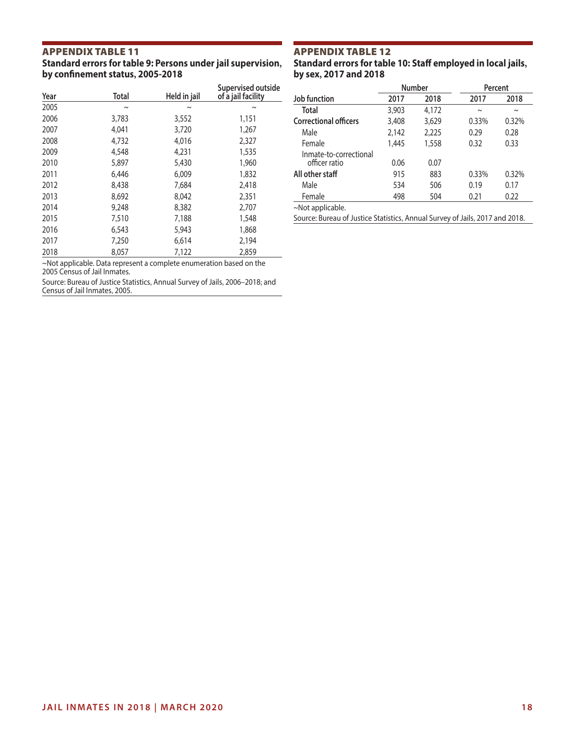## APPENDIX TABLE 11

### Standard errors for table 9: Persons under jail supervision, by confinement status, 2005-2018

| Year | Total | Held in jail | Supervised outside of a jail facility |
|---|---|---|---|
| 2005 | ~ | ~ | ~ |
| 2006 | 3,783 | 3,552 | 1,151 |
| 2007 | 4,041 | 3,720 | 1,267 |
| 2008 | 4,732 | 4,016 | 2,327 |
| 2009 | 4,548 | 4,231 | 1,535 |
| 2010 | 5,897 | 5,430 | 1,960 |
| 2011 | 6,446 | 6,009 | 1,832 |
| 2012 | 8,438 | 7,684 | 2,418 |
| 2013 | 8,692 | 8,042 | 2,351 |
| 2014 | 9,248 | 8,382 | 2,707 |
| 2015 | 7,510 | 7,188 | 1,548 |
| 2016 | 6,543 | 5,943 | 1,868 |
| 2017 | 7,250 | 6,614 | 2,194 |
| 2018 | 8,057 | 7,122 | 2,859 |

~Not applicable. Data represent a complete enumeration based on the 2005 Census of Jail Inmates.

Source: Bureau of Justice Statistics, Annual Survey of Jails, 2006–2018; and Census of Jail Inmates, 2005.

## APPENDIX TABLE 12

### Standard errors for table 10: Staff employed in local jails, by sex, 2017 and 2018

| | Number | | Percent | |
|---|---|---|---|---|
| **Job function** | **2017** | **2018** | **2017** | **2018** |
| **Total** | 3,903 | 4,172 | ~ | ~ |
| **Correctional officers** | 3,408 | 3,629 | 0.33% | 0.32% |
| Male | 2,142 | 2,225 | 0.29 | 0.28 |
| Female | 1,445 | 1,558 | 0.32 | 0.33 |
| Inmate-to-correctional officer ratio | 0.06 | 0.07 | | |
| **All other staff** | 915 | 883 | 0.33% | 0.32% |
| Male | 534 | 506 | 0.19 | 0.17 |
| Female | 498 | 504 | 0.21 | 0.22 |

~Not applicable.

Source: Bureau of Justice Statistics, Annual Survey of Jails, 2017 and 2018.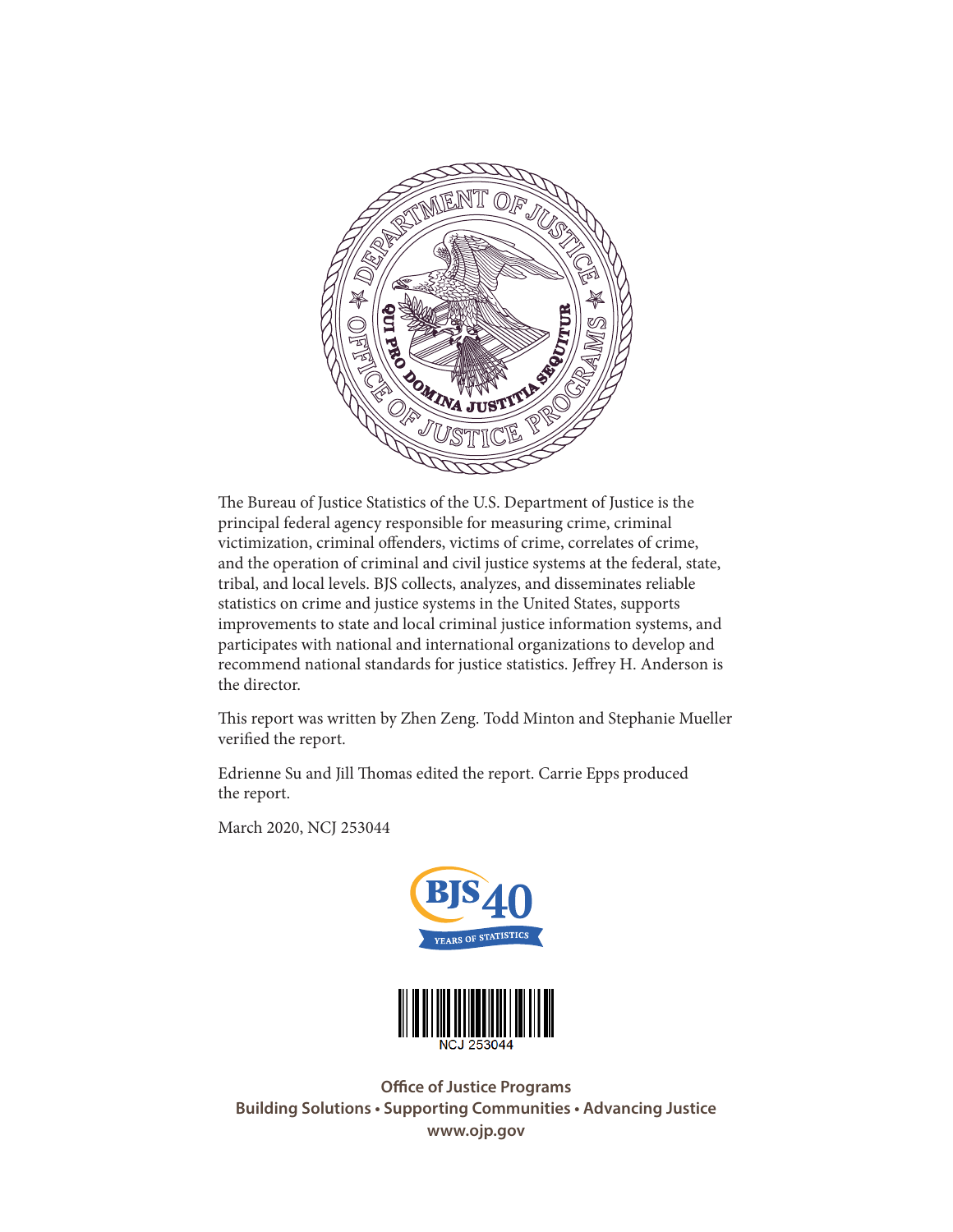The Bureau of Justice Statistics of the U.S. Department of Justice is the principal federal agency responsible for measuring crime, criminal victimization, criminal offenders, victims of crime, correlates of crime, and the operation of criminal and civil justice systems at the federal, state, tribal, and local levels. BJS collects, analyzes, and disseminates reliable statistics on crime and justice systems in the United States, supports improvements to state and local criminal justice information systems, and participates with national and international organizations to develop and recommend national standards for justice statistics. Jeffrey H. Anderson is the director.

This report was written by Zhen Zeng. Todd Minton and Stephanie Mueller verified the report.

Edrienne Su and Jill Thomas edited the report. Carrie Epps produced the report.

March 2020, NCJ 253044

NCJ 253044

**Office of Justice Programs**
**Building Solutions • Supporting Communities • Advancing Justice**
**www.ojp.gov**